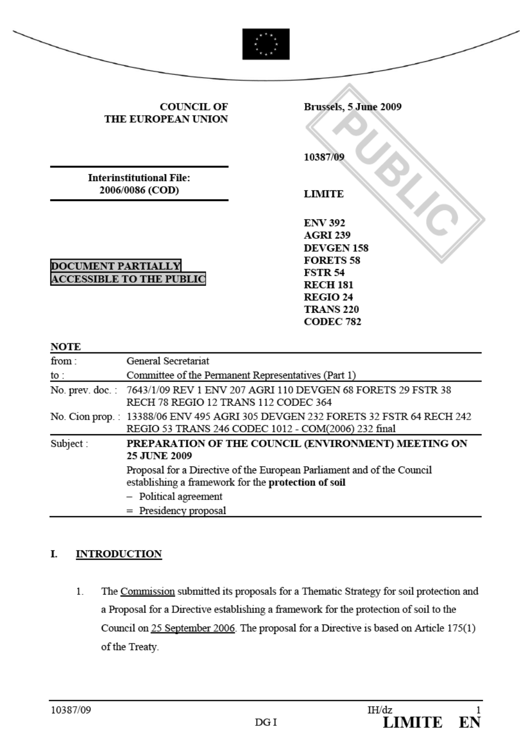**COUNCIL OF THE EUROPEAN UNION**

**Brussels, 5 June 2009**

**10387/09**

**Interinstitutional File: 2006/0086 (COD)**

**LIMITE**

**ENV 392**
**AGRI 239**
**DEVGEN 158**
**FORETS 58**
**FSTR 54**
**RECH 181**
**REGIO 24**
**TRANS 220**
**CODEC 782**

**DOCUMENT PARTIALLY ACCESSIBLE TO THE PUBLIC**

PUBLIC

**NOTE**

| | |
|---|---|
| from : | General Secretariat |
| to : | Committee of the Permanent Representatives (Part 1) |
| No. prev. doc. : | 7643/1/09 REV 1 ENV 207 AGRI 110 DEVGEN 68 FORETS 29 FSTR 38 RECH 78 REGIO 12 TRANS 112 CODEC 364 |
| No. Cion prop. : | 13388/06 ENV 495 AGRI 305 DEVGEN 232 FORETS 32 FSTR 64 RECH 242 REGIO 53 TRANS 246 CODEC 1012 - COM(2006) 232 final |
| Subject : | **PREPARATION OF THE COUNCIL (ENVIRONMENT) MEETING ON 25 JUNE 2009**<br>Proposal for a Directive of the European Parliament and of the Council establishing a framework for the **protection of soil**<br>– Political agreement<br>= Presidency proposal |

## I. INTRODUCTION

1. The Commission submitted its proposals for a Thematic Strategy for soil protection and a Proposal for a Directive establishing a framework for the protection of soil to the Council on 25 September 2006. The proposal for a Directive is based on Article 175(1) of the Treaty.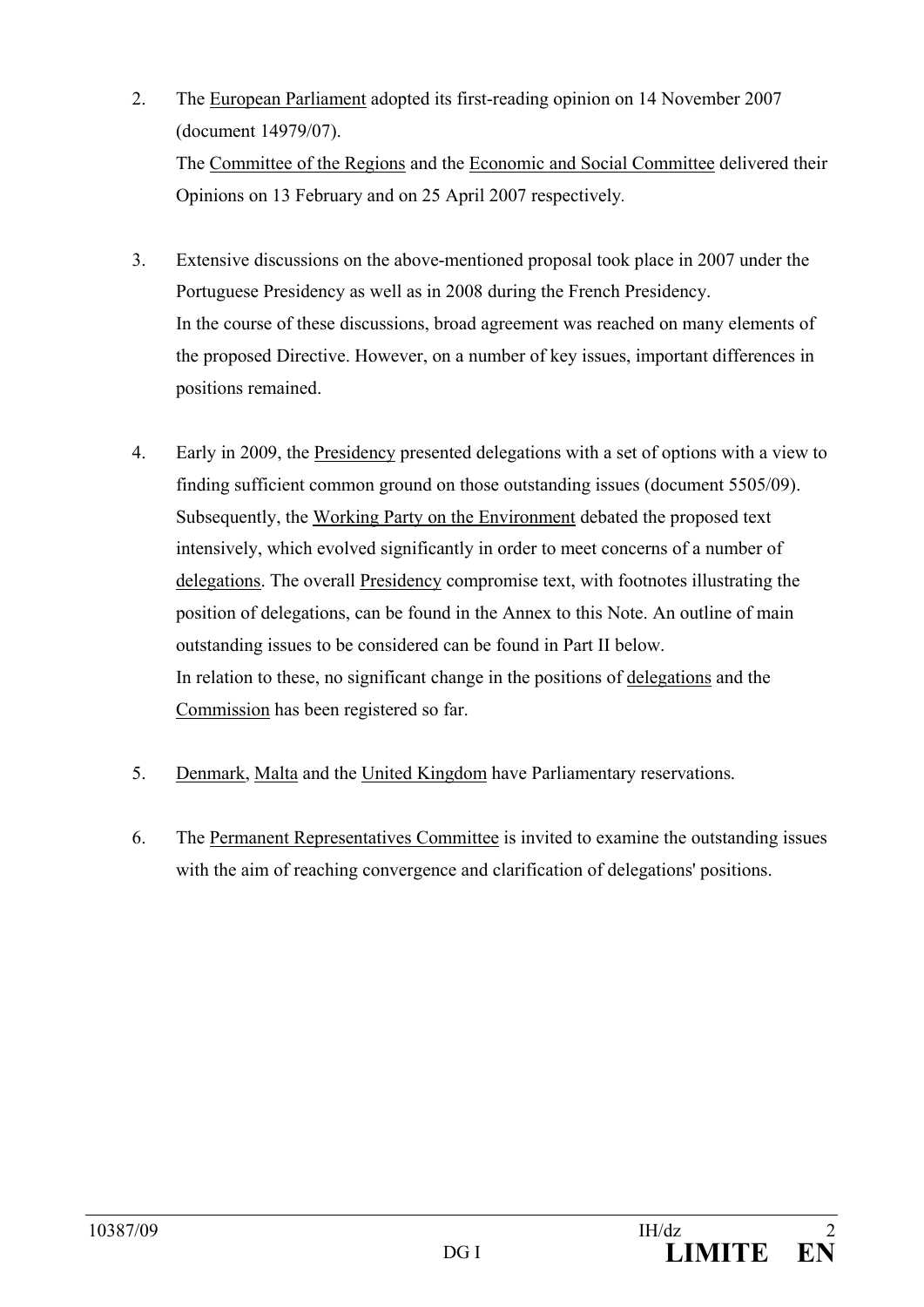2. The European Parliament adopted its first-reading opinion on 14 November 2007 (document 14979/07).
   The Committee of the Regions and the Economic and Social Committee delivered their Opinions on 13 February and on 25 April 2007 respectively.

3. Extensive discussions on the above-mentioned proposal took place in 2007 under the Portuguese Presidency as well as in 2008 during the French Presidency.
   In the course of these discussions, broad agreement was reached on many elements of the proposed Directive. However, on a number of key issues, important differences in positions remained.

4. Early in 2009, the Presidency presented delegations with a set of options with a view to finding sufficient common ground on those outstanding issues (document 5505/09). Subsequently, the Working Party on the Environment debated the proposed text intensively, which evolved significantly in order to meet concerns of a number of delegations. The overall Presidency compromise text, with footnotes illustrating the position of delegations, can be found in the Annex to this Note. An outline of main outstanding issues to be considered can be found in Part II below.
   In relation to these, no significant change in the positions of delegations and the Commission has been registered so far.

5. Denmark, Malta and the United Kingdom have Parliamentary reservations.

6. The Permanent Representatives Committee is invited to examine the outstanding issues with the aim of reaching convergence and clarification of delegations' positions.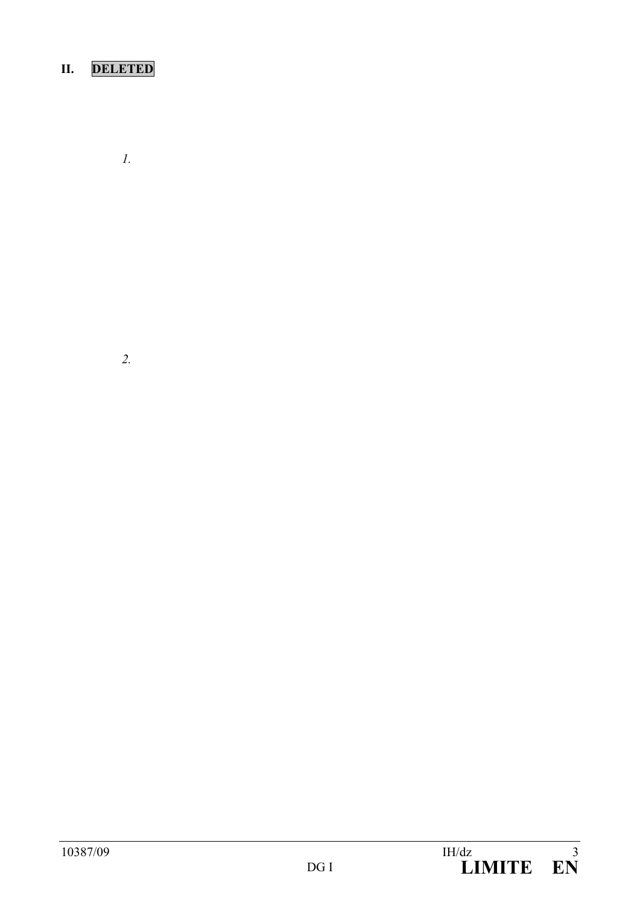## II. DELETED

*1.*

*2.*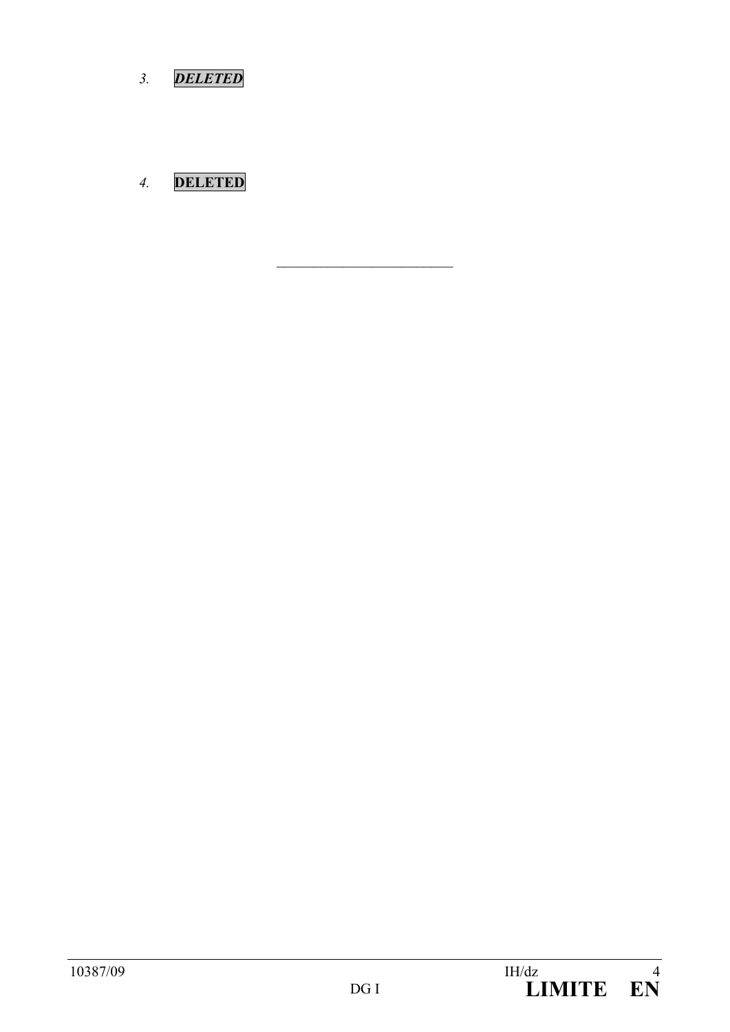*3.* ***DELETED***

*4.* **DELETED**

\_\_\_\_\_\_\_\_\_\_\_\_\_\_\_\_\_\_\_\_\_\_\_\_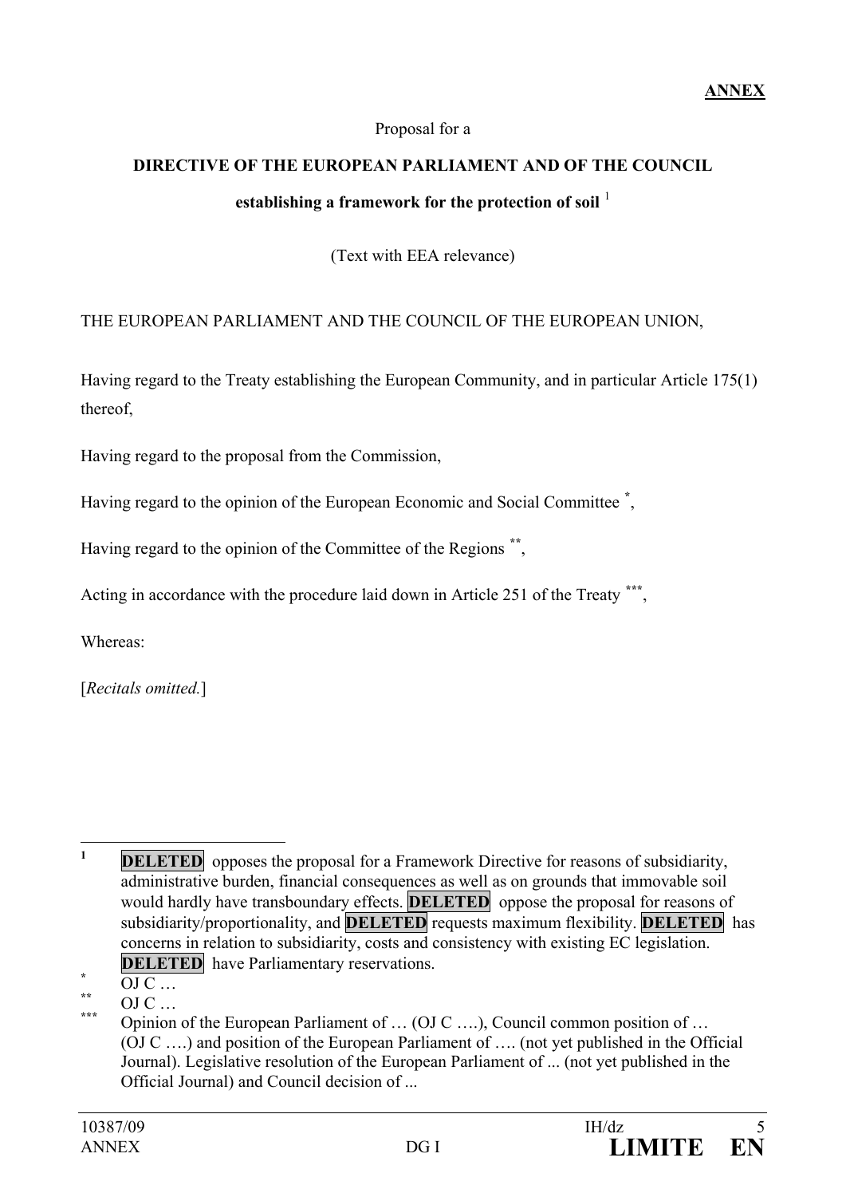**ANNEX**

Proposal for a

**DIRECTIVE OF THE EUROPEAN PARLIAMENT AND OF THE COUNCIL**

**establishing a framework for the protection of soil** [1]

(Text with EEA relevance)

THE EUROPEAN PARLIAMENT AND THE COUNCIL OF THE EUROPEAN UNION,

Having regard to the Treaty establishing the European Community, and in particular Article 175(1) thereof,

Having regard to the proposal from the Commission,

Having regard to the opinion of the European Economic and Social Committee [*],

Having regard to the opinion of the Committee of the Regions [**],

Acting in accordance with the procedure laid down in Article 251 of the Treaty [***],

Whereas:

[*Recitals omitted.*]

---

[1] **DELETED** opposes the proposal for a Framework Directive for reasons of subsidiarity, administrative burden, financial consequences as well as on grounds that immovable soil would hardly have transboundary effects. **DELETED** oppose the proposal for reasons of subsidiarity/proportionality, and **DELETED** requests maximum flexibility. **DELETED** has concerns in relation to subsidiarity, costs and consistency with existing EC legislation. **DELETED** have Parliamentary reservations.

[*] OJ C …

[**] OJ C …

[***] Opinion of the European Parliament of … (OJ C ….), Council common position of … (OJ C ….) and position of the European Parliament of …. (not yet published in the Official Journal). Legislative resolution of the European Parliament of ... (not yet published in the Official Journal) and Council decision of ...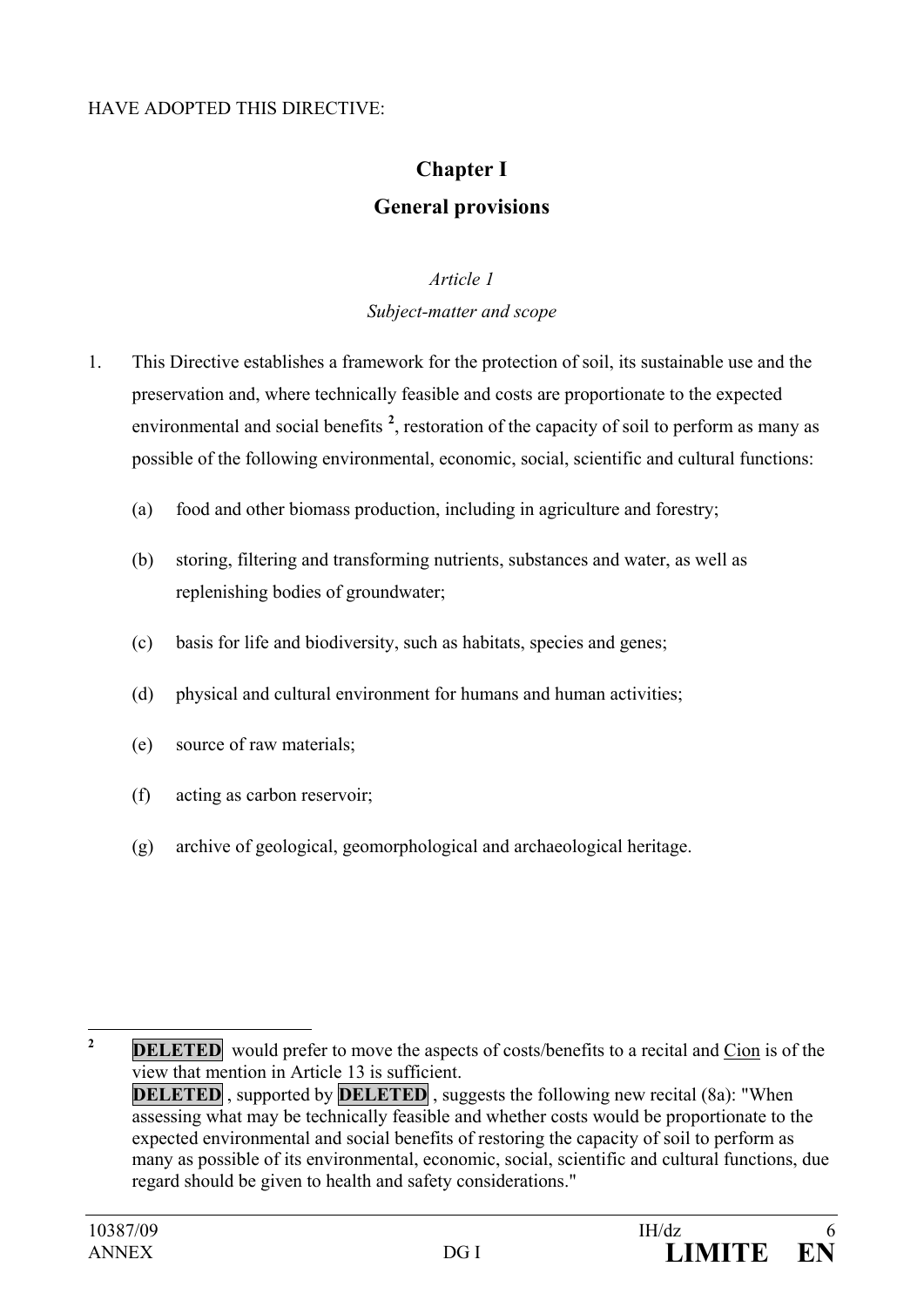HAVE ADOPTED THIS DIRECTIVE:

# Chapter I
# General provisions

*Article 1*

*Subject-matter and scope*

1. This Directive establishes a framework for the protection of soil, its sustainable use and the preservation and, where technically feasible and costs are proportionate to the expected environmental and social benefits [2], restoration of the capacity of soil to perform as many as possible of the following environmental, economic, social, scientific and cultural functions:

   (a) food and other biomass production, including in agriculture and forestry;

   (b) storing, filtering and transforming nutrients, substances and water, as well as replenishing bodies of groundwater;

   (c) basis for life and biodiversity, such as habitats, species and genes;

   (d) physical and cultural environment for humans and human activities;

   (e) source of raw materials;

   (f) acting as carbon reservoir;

   (g) archive of geological, geomorphological and archaeological heritage.

---

[2] **DELETED** would prefer to move the aspects of costs/benefits to a recital and Cion is of the view that mention in Article 13 is sufficient.
**DELETED**, supported by **DELETED**, suggests the following new recital (8a): "When assessing what may be technically feasible and whether costs would be proportionate to the expected environmental and social benefits of restoring the capacity of soil to perform as many as possible of its environmental, economic, social, scientific and cultural functions, due regard should be given to health and safety considerations."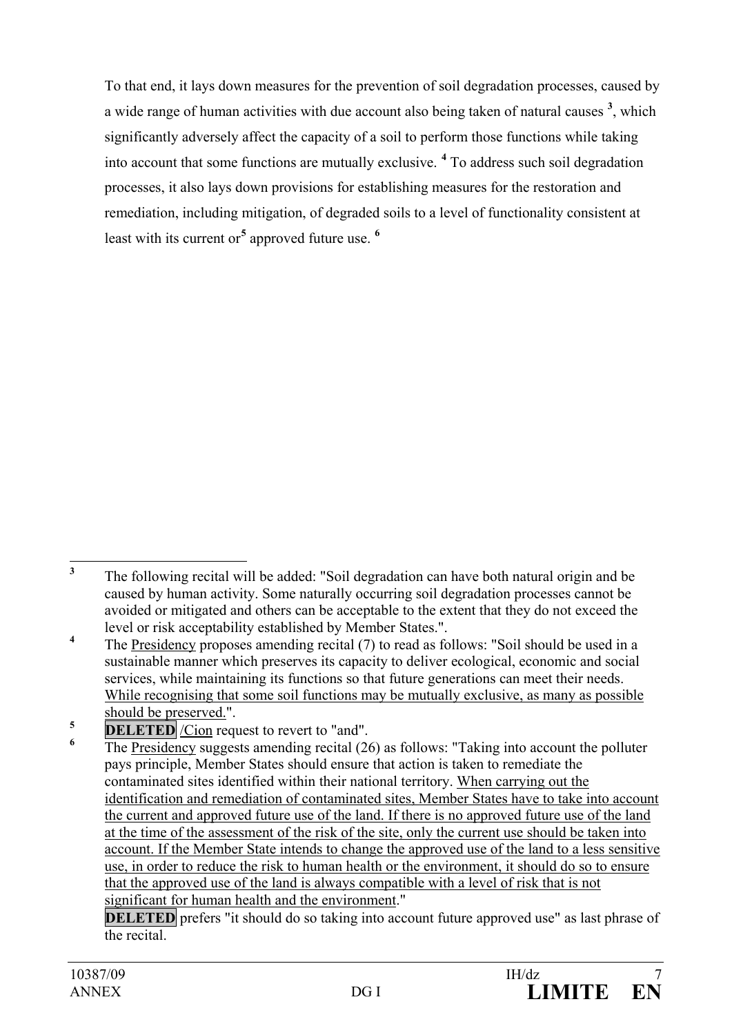To that end, it lays down measures for the prevention of soil degradation processes, caused by a wide range of human activities with due account also being taken of natural causes [3], which significantly adversely affect the capacity of a soil to perform those functions while taking into account that some functions are mutually exclusive. [4] To address such soil degradation processes, it also lays down provisions for establishing measures for the restoration and remediation, including mitigation, of degraded soils to a level of functionality consistent at least with its current or[5] approved future use. [6]

---

[3] The following recital will be added: "Soil degradation can have both natural origin and be caused by human activity. Some naturally occurring soil degradation processes cannot be avoided or mitigated and others can be acceptable to the extent that they do not exceed the level or risk acceptability established by Member States.".

[4] The <u>Presidency</u> proposes amending recital (7) to read as follows: "Soil should be used in a sustainable manner which preserves its capacity to deliver ecological, economic and social services, while maintaining its functions so that future generations can meet their needs. <u>While recognising that some soil functions may be mutually exclusive, as many as possible should be preserved.</u>".

[5] **DELETED** /<u>Cion</u> request to revert to "and".

[6] The <u>Presidency</u> suggests amending recital (26) as follows: "Taking into account the polluter pays principle, Member States should ensure that action is taken to remediate the contaminated sites identified within their national territory. <u>When carrying out the identification and remediation of contaminated sites, Member States have to take into account the current and approved future use of the land. If there is no approved future use of the land at the time of the assessment of the risk of the site, only the current use should be taken into account. If the Member State intends to change the approved use of the land to a less sensitive use, in order to reduce the risk to human health or the environment, it should do so to ensure that the approved use of the land is always compatible with a level of risk that is not significant for human health and the environment</u>."

**DELETED** prefers "it should do so taking into account future approved use" as last phrase of the recital.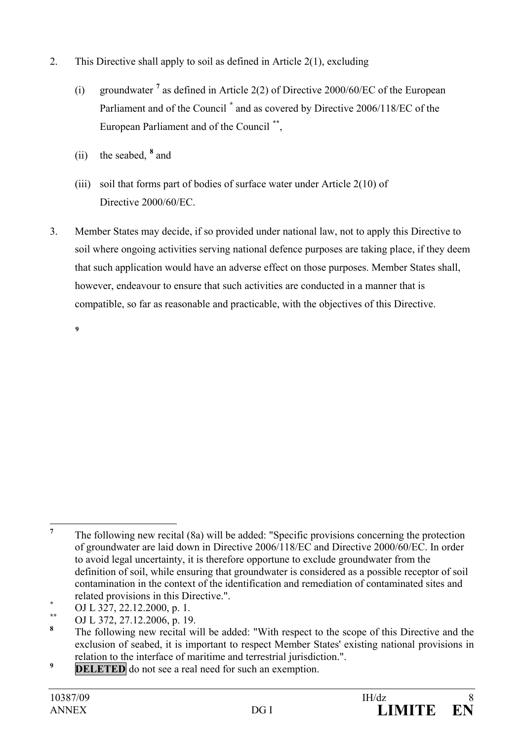2. This Directive shall apply to soil as defined in Article 2(1), excluding

   (i) groundwater [7] as defined in Article 2(2) of Directive 2000/60/EC of the European Parliament and of the Council [*] and as covered by Directive 2006/118/EC of the European Parliament and of the Council [**],

   (ii) the seabed, [8] and

   (iii) soil that forms part of bodies of surface water under Article 2(10) of Directive 2000/60/EC.

3. Member States may decide, if so provided under national law, not to apply this Directive to soil where ongoing activities serving national defence purposes are taking place, if they deem that such application would have an adverse effect on those purposes. Member States shall, however, endeavour to ensure that such activities are conducted in a manner that is compatible, so far as reasonable and practicable, with the objectives of this Directive.

   [9]

---

[7] The following new recital (8a) will be added: "Specific provisions concerning the protection of groundwater are laid down in Directive 2006/118/EC and Directive 2000/60/EC. In order to avoid legal uncertainty, it is therefore opportune to exclude groundwater from the definition of soil, while ensuring that groundwater is considered as a possible receptor of soil contamination in the context of the identification and remediation of contaminated sites and related provisions in this Directive.".

[*] OJ L 327, 22.12.2000, p. 1.

[**] OJ L 372, 27.12.2006, p. 19.

[8] The following new recital will be added: "With respect to the scope of this Directive and the exclusion of seabed, it is important to respect Member States' existing national provisions in relation to the interface of maritime and terrestrial jurisdiction.".

[9] **DELETED** do not see a real need for such an exemption.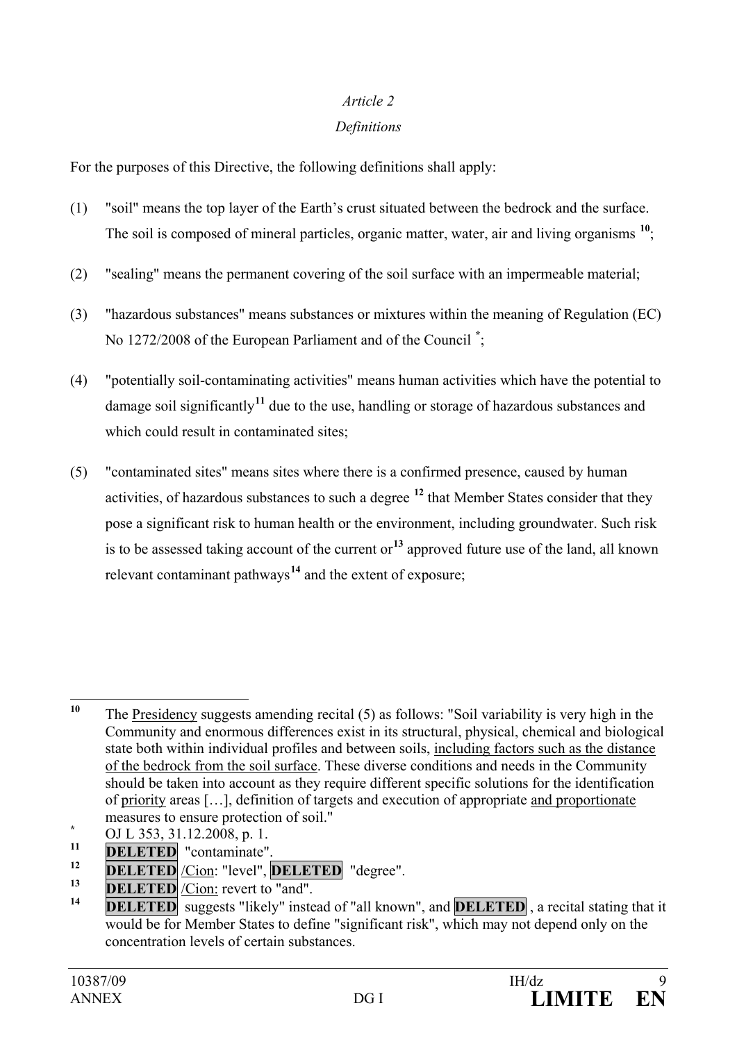*Article 2*

*Definitions*

For the purposes of this Directive, the following definitions shall apply:

(1) "soil" means the top layer of the Earth's crust situated between the bedrock and the surface. The soil is composed of mineral particles, organic matter, water, air and living organisms [10];

(2) "sealing" means the permanent covering of the soil surface with an impermeable material;

(3) "hazardous substances" means substances or mixtures within the meaning of Regulation (EC) No 1272/2008 of the European Parliament and of the Council [*];

(4) "potentially soil-contaminating activities" means human activities which have the potential to damage soil significantly[11] due to the use, handling or storage of hazardous substances and which could result in contaminated sites;

(5) "contaminated sites" means sites where there is a confirmed presence, caused by human activities, of hazardous substances to such a degree [12] that Member States consider that they pose a significant risk to human health or the environment, including groundwater. Such risk is to be assessed taking account of the current or[13] approved future use of the land, all known relevant contaminant pathways[14] and the extent of exposure;

---

[10] The Presidency suggests amending recital (5) as follows: "Soil variability is very high in the Community and enormous differences exist in its structural, physical, chemical and biological state both within individual profiles and between soils, including factors such as the distance of the bedrock from the soil surface. These diverse conditions and needs in the Community should be taken into account as they require different specific solutions for the identification of priority areas […], definition of targets and execution of appropriate and proportionate measures to ensure protection of soil."

[*] OJ L 353, 31.12.2008, p. 1.

[11] **DELETED** "contaminate".

[12] **DELETED** /Cion: "level", **DELETED** "degree".

[13] **DELETED** /Cion: revert to "and".

[14] **DELETED** suggests "likely" instead of "all known", and **DELETED** , a recital stating that it would be for Member States to define "significant risk", which may not depend only on the concentration levels of certain substances.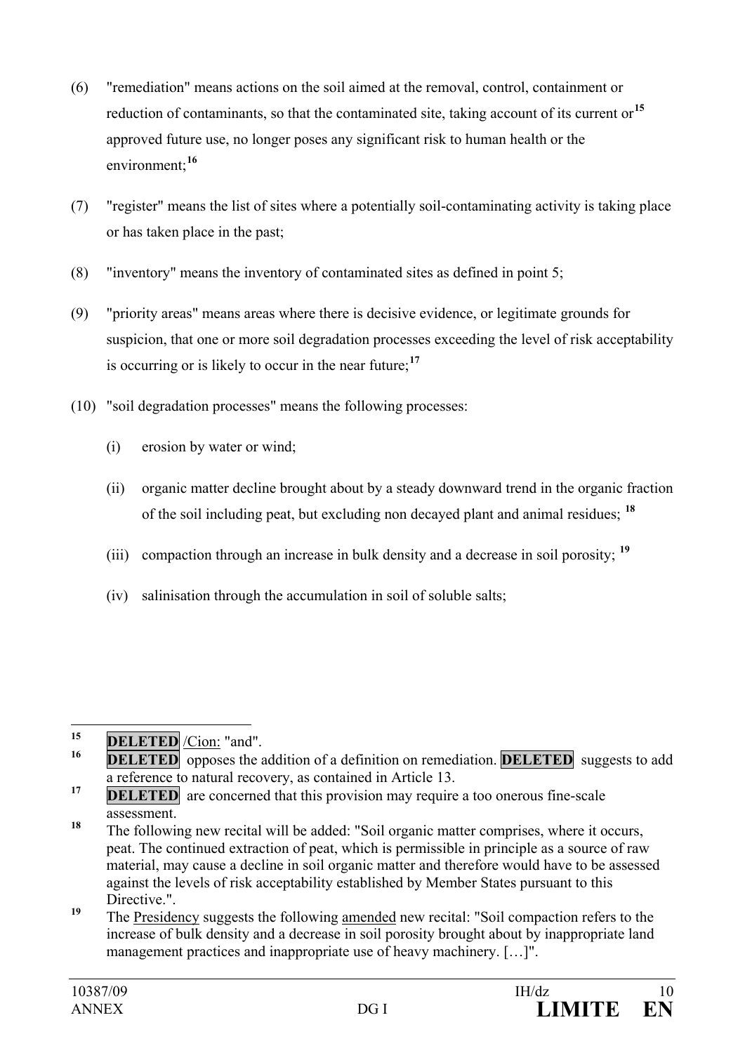(6) "remediation" means actions on the soil aimed at the removal, control, containment or reduction of contaminants, so that the contaminated site, taking account of its current or[15] approved future use, no longer poses any significant risk to human health or the environment;[16]

(7) "register" means the list of sites where a potentially soil-contaminating activity is taking place or has taken place in the past;

(8) "inventory" means the inventory of contaminated sites as defined in point 5;

(9) "priority areas" means areas where there is decisive evidence, or legitimate grounds for suspicion, that one or more soil degradation processes exceeding the level of risk acceptability is occurring or is likely to occur in the near future;[17]

(10) "soil degradation processes" means the following processes:

   (i) erosion by water or wind;

   (ii) organic matter decline brought about by a steady downward trend in the organic fraction of the soil including peat, but excluding non decayed plant and animal residues; [18]

   (iii) compaction through an increase in bulk density and a decrease in soil porosity; [19]

   (iv) salinisation through the accumulation in soil of soluble salts;

---

[15] **DELETED** /Cion: "and".

[16] **DELETED** opposes the addition of a definition on remediation. **DELETED** suggests to add a reference to natural recovery, as contained in Article 13.

[17] **DELETED** are concerned that this provision may require a too onerous fine-scale assessment.

[18] The following new recital will be added: "Soil organic matter comprises, where it occurs, peat. The continued extraction of peat, which is permissible in principle as a source of raw material, may cause a decline in soil organic matter and therefore would have to be assessed against the levels of risk acceptability established by Member States pursuant to this Directive.".

[19] The Presidency suggests the following amended new recital: "Soil compaction refers to the increase of bulk density and a decrease in soil porosity brought about by inappropriate land management practices and inappropriate use of heavy machinery. […]".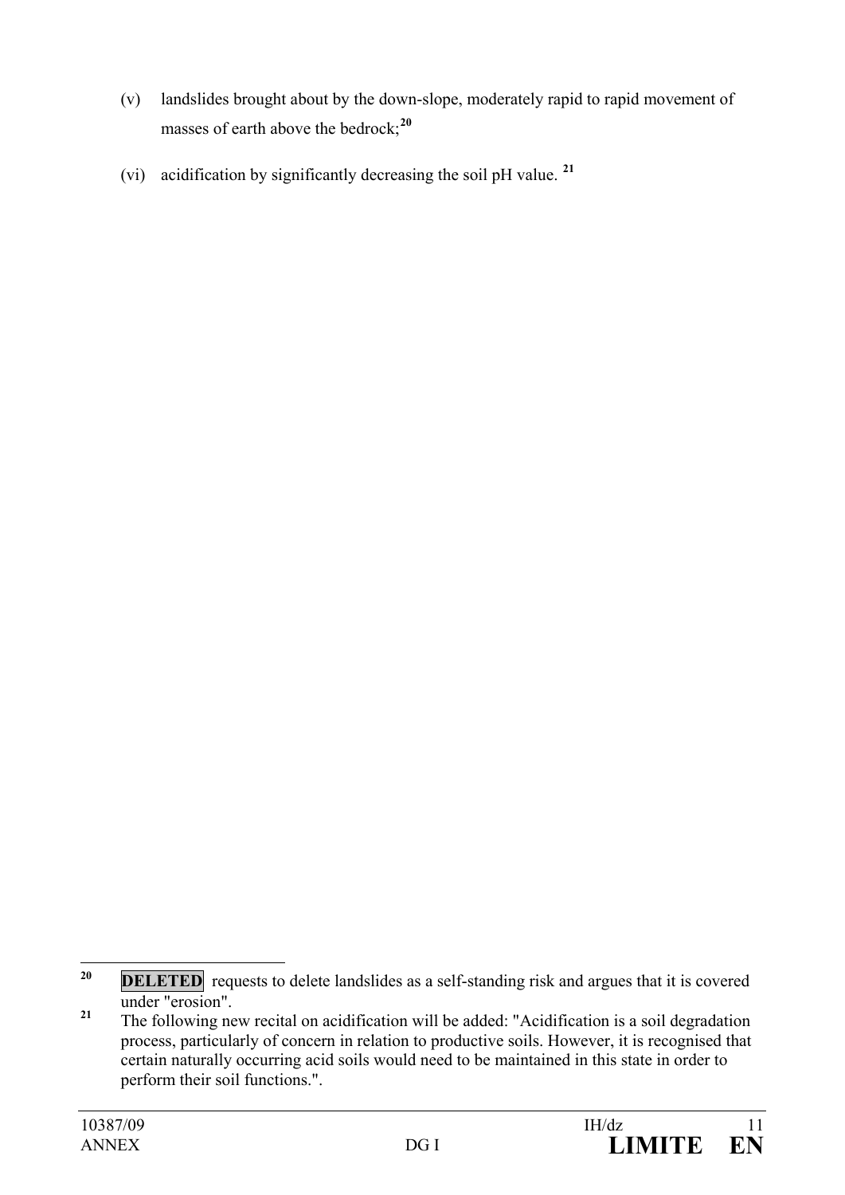(v) landslides brought about by the down-slope, moderately rapid to rapid movement of masses of earth above the bedrock;[20]

(vi) acidification by significantly decreasing the soil pH value. [21]

---

[20] **DELETED** requests to delete landslides as a self-standing risk and argues that it is covered under "erosion".

[21] The following new recital on acidification will be added: "Acidification is a soil degradation process, particularly of concern in relation to productive soils. However, it is recognised that certain naturally occurring acid soils would need to be maintained in this state in order to perform their soil functions.".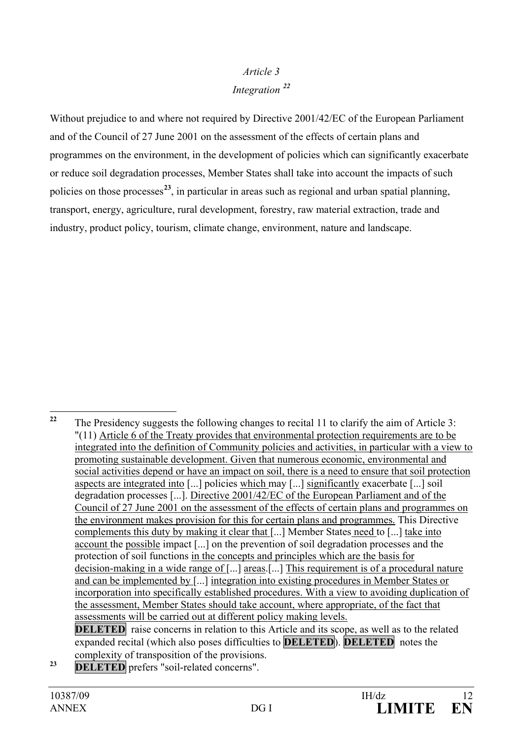*Article 3*

*Integration* [22]

Without prejudice to and where not required by Directive 2001/42/EC of the European Parliament and of the Council of 27 June 2001 on the assessment of the effects of certain plans and programmes on the environment, in the development of policies which can significantly exacerbate or reduce soil degradation processes, Member States shall take into account the impacts of such policies on those processes[23], in particular in areas such as regional and urban spatial planning, transport, energy, agriculture, rural development, forestry, raw material extraction, trade and industry, product policy, tourism, climate change, environment, nature and landscape.

---

[22] The Presidency suggests the following changes to recital 11 to clarify the aim of Article 3: "(11) Article 6 of the Treaty provides that environmental protection requirements are to be integrated into the definition of Community policies and activities, in particular with a view to promoting sustainable development. Given that numerous economic, environmental and social activities depend or have an impact on soil, there is a need to ensure that soil protection aspects are integrated into [...] policies which may [...] significantly exacerbate [...] soil degradation processes [...]. Directive 2001/42/EC of the European Parliament and of the Council of 27 June 2001 on the assessment of the effects of certain plans and programmes on the environment makes provision for this for certain plans and programmes. This Directive complements this duty by making it clear that [...] Member States need to [...] take into account the possible impact [...] on the prevention of soil degradation processes and the protection of soil functions in the concepts and principles which are the basis for decision-making in a wide range of [...] areas.[...] This requirement is of a procedural nature and can be implemented by [...] integration into existing procedures in Member States or incorporation into specifically established procedures. With a view to avoiding duplication of the assessment, Member States should take account, where appropriate, of the fact that assessments will be carried out at different policy making levels.
**DELETED** raise concerns in relation to this Article and its scope, as well as to the related expanded recital (which also poses difficulties to **DELETED**). **DELETED** notes the complexity of transposition of the provisions.

[23] **DELETED** prefers "soil-related concerns".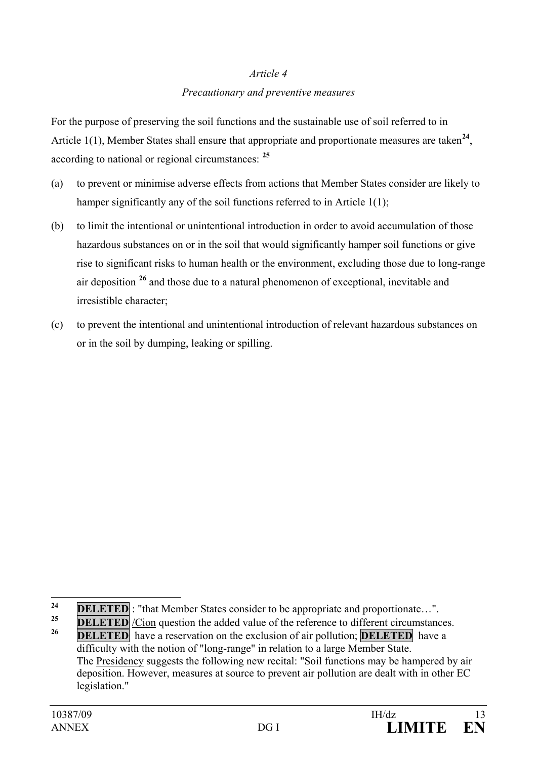*Article 4*

*Precautionary and preventive measures*

For the purpose of preserving the soil functions and the sustainable use of soil referred to in Article 1(1), Member States shall ensure that appropriate and proportionate measures are taken[24], according to national or regional circumstances: [25]

(a) to prevent or minimise adverse effects from actions that Member States consider are likely to hamper significantly any of the soil functions referred to in Article 1(1);

(b) to limit the intentional or unintentional introduction in order to avoid accumulation of those hazardous substances on or in the soil that would significantly hamper soil functions or give rise to significant risks to human health or the environment, excluding those due to long-range air deposition [26] and those due to a natural phenomenon of exceptional, inevitable and irresistible character;

(c) to prevent the intentional and unintentional introduction of relevant hazardous substances on or in the soil by dumping, leaking or spilling.

---

[24] **DELETED** : "that Member States consider to be appropriate and proportionate…".

[25] **DELETED** /Cion question the added value of the reference to different circumstances.

[26] **DELETED** have a reservation on the exclusion of air pollution; **DELETED** have a difficulty with the notion of "long-range" in relation to a large Member State. The Presidency suggests the following new recital: "Soil functions may be hampered by air deposition. However, measures at source to prevent air pollution are dealt with in other EC legislation."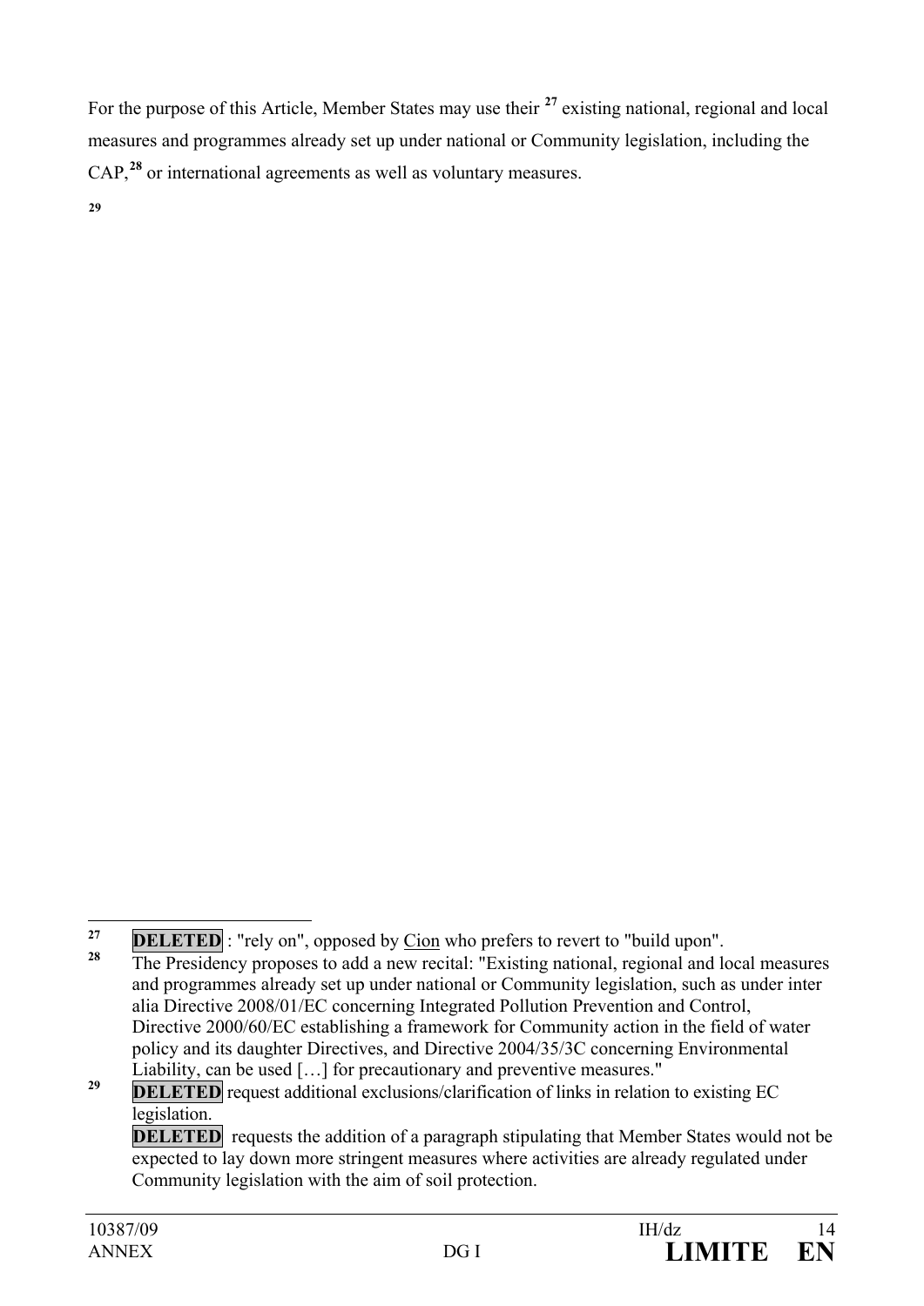For the purpose of this Article, Member States may use their [27] existing national, regional and local measures and programmes already set up under national or Community legislation, including the CAP,[28] or international agreements as well as voluntary measures.

[29]

---

[27] **DELETED** : "rely on", opposed by Cion who prefers to revert to "build upon".

[28] The Presidency proposes to add a new recital: "Existing national, regional and local measures and programmes already set up under national or Community legislation, such as under inter alia Directive 2008/01/EC concerning Integrated Pollution Prevention and Control, Directive 2000/60/EC establishing a framework for Community action in the field of water policy and its daughter Directives, and Directive 2004/35/3C concerning Environmental Liability, can be used […] for precautionary and preventive measures."

[29] **DELETED** request additional exclusions/clarification of links in relation to existing EC legislation.
**DELETED** requests the addition of a paragraph stipulating that Member States would not be expected to lay down more stringent measures where activities are already regulated under Community legislation with the aim of soil protection.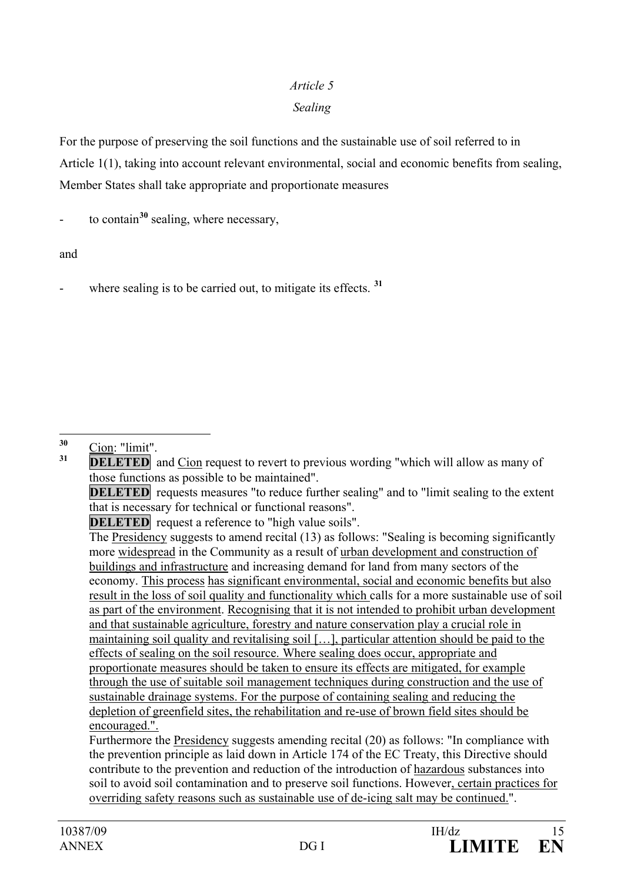*Article 5*

*Sealing*

For the purpose of preserving the soil functions and the sustainable use of soil referred to in Article 1(1), taking into account relevant environmental, social and economic benefits from sealing, Member States shall take appropriate and proportionate measures

- to contain[30] sealing, where necessary,

and

- where sealing is to be carried out, to mitigate its effects. [31]

---

[30] Cion: "limit".

[31] **DELETED** and Cion request to revert to previous wording "which will allow as many of those functions as possible to be maintained".
**DELETED** requests measures "to reduce further sealing" and to "limit sealing to the extent that is necessary for technical or functional reasons".
**DELETED** request a reference to "high value soils".
The Presidency suggests to amend recital (13) as follows: "Sealing is becoming significantly more widespread in the Community as a result of urban development and construction of buildings and infrastructure and increasing demand for land from many sectors of the economy. This process has significant environmental, social and economic benefits but also result in the loss of soil quality and functionality which calls for a more sustainable use of soil as part of the environment. Recognising that it is not intended to prohibit urban development and that sustainable agriculture, forestry and nature conservation play a crucial role in maintaining soil quality and revitalising soil […], particular attention should be paid to the effects of sealing on the soil resource. Where sealing does occur, appropriate and proportionate measures should be taken to ensure its effects are mitigated, for example through the use of suitable soil management techniques during construction and the use of sustainable drainage systems. For the purpose of containing sealing and reducing the depletion of greenfield sites, the rehabilitation and re-use of brown field sites should be encouraged.".
Furthermore the Presidency suggests amending recital (20) as follows: "In compliance with the prevention principle as laid down in Article 174 of the EC Treaty, this Directive should contribute to the prevention and reduction of the introduction of hazardous substances into soil to avoid soil contamination and to preserve soil functions. However, certain practices for overriding safety reasons such as sustainable use of de-icing salt may be continued.".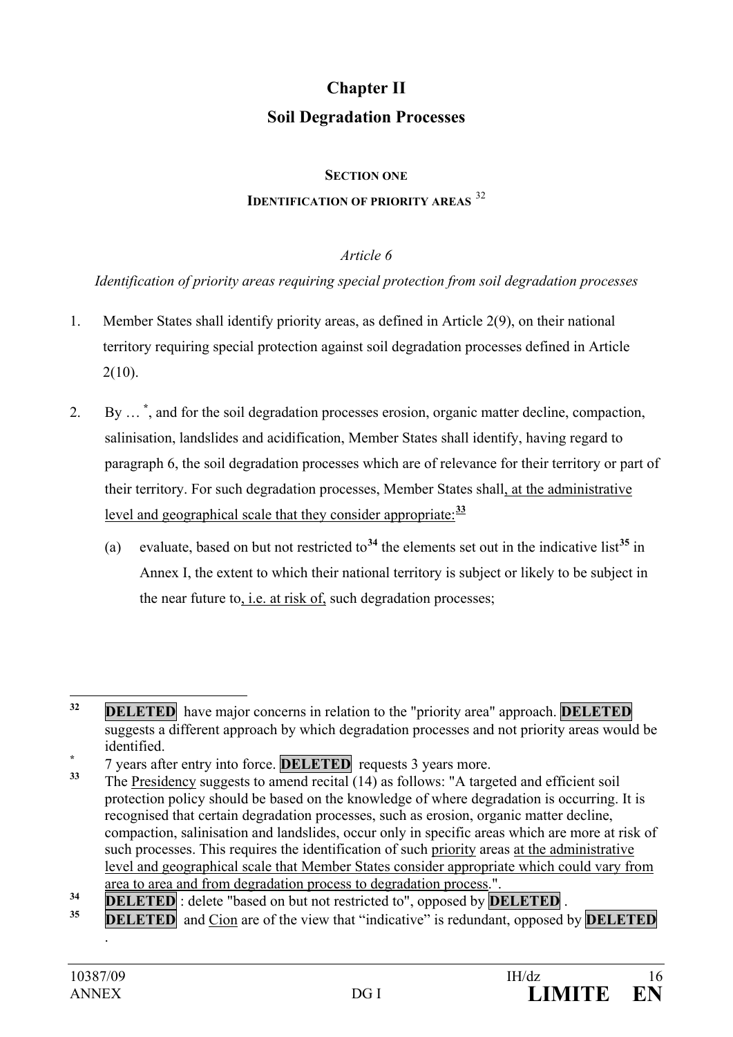# Chapter II

# Soil Degradation Processes

## SECTION ONE

## IDENTIFICATION OF PRIORITY AREAS [32]

*Article 6*

*Identification of priority areas requiring special protection from soil degradation processes*

1. Member States shall identify priority areas, as defined in Article 2(9), on their national territory requiring special protection against soil degradation processes defined in Article 2(10).

2. By … [*], and for the soil degradation processes erosion, organic matter decline, compaction, salinisation, landslides and acidification, Member States shall identify, having regard to paragraph 6, the soil degradation processes which are of relevance for their territory or part of their territory. For such degradation processes, Member States shall, at the administrative level and geographical scale that they consider appropriate:[33]

   (a) evaluate, based on but not restricted to[34] the elements set out in the indicative list[35] in Annex I, the extent to which their national territory is subject or likely to be subject in the near future to, i.e. at risk of, such degradation processes;

---

[32] **DELETED** have major concerns in relation to the "priority area" approach. **DELETED** suggests a different approach by which degradation processes and not priority areas would be identified.

[*] 7 years after entry into force. **DELETED** requests 3 years more.

[33] The Presidency suggests to amend recital (14) as follows: "A targeted and efficient soil protection policy should be based on the knowledge of where degradation is occurring. It is recognised that certain degradation processes, such as erosion, organic matter decline, compaction, salinisation and landslides, occur only in specific areas which are more at risk of such processes. This requires the identification of such priority areas at the administrative level and geographical scale that Member States consider appropriate which could vary from area to area and from degradation process to degradation process.".

[34] **DELETED** : delete "based on but not restricted to", opposed by **DELETED** .

[35] **DELETED** and Cion are of the view that "indicative" is redundant, opposed by **DELETED** .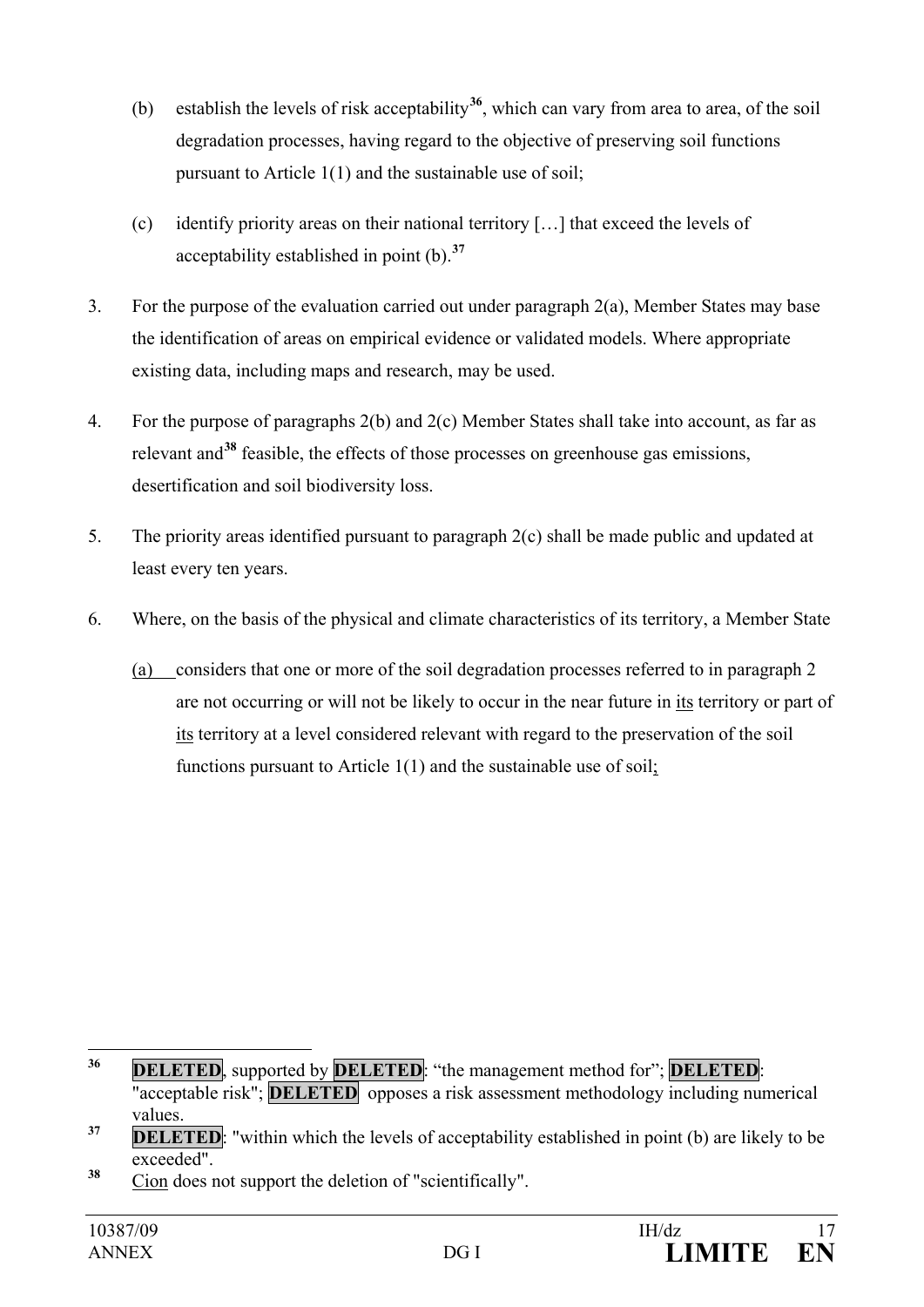(b) establish the levels of risk acceptability[36], which can vary from area to area, of the soil degradation processes, having regard to the objective of preserving soil functions pursuant to Article 1(1) and the sustainable use of soil;

(c) identify priority areas on their national territory […] that exceed the levels of acceptability established in point (b).[37]

3. For the purpose of the evaluation carried out under paragraph 2(a), Member States may base the identification of areas on empirical evidence or validated models. Where appropriate existing data, including maps and research, may be used.

4. For the purpose of paragraphs 2(b) and 2(c) Member States shall take into account, as far as relevant and[38] feasible, the effects of those processes on greenhouse gas emissions, desertification and soil biodiversity loss.

5. The priority areas identified pursuant to paragraph 2(c) shall be made public and updated at least every ten years.

6. Where, on the basis of the physical and climate characteristics of its territory, a Member State

<u>(a)</u> considers that one or more of the soil degradation processes referred to in paragraph 2 are not occurring or will not be likely to occur in the near future in <u>its</u> territory or part of <u>its</u> territory at a level considered relevant with regard to the preservation of the soil functions pursuant to Article 1(1) and the sustainable use of soil<u>;</u>

---

[36] **DELETED**, supported by **DELETED**: "the management method for"; **DELETED**: "acceptable risk"; **DELETED** opposes a risk assessment methodology including numerical values.

[37] **DELETED**: "within which the levels of acceptability established in point (b) are likely to be exceeded".

[38] <u>Cion</u> does not support the deletion of "scientifically".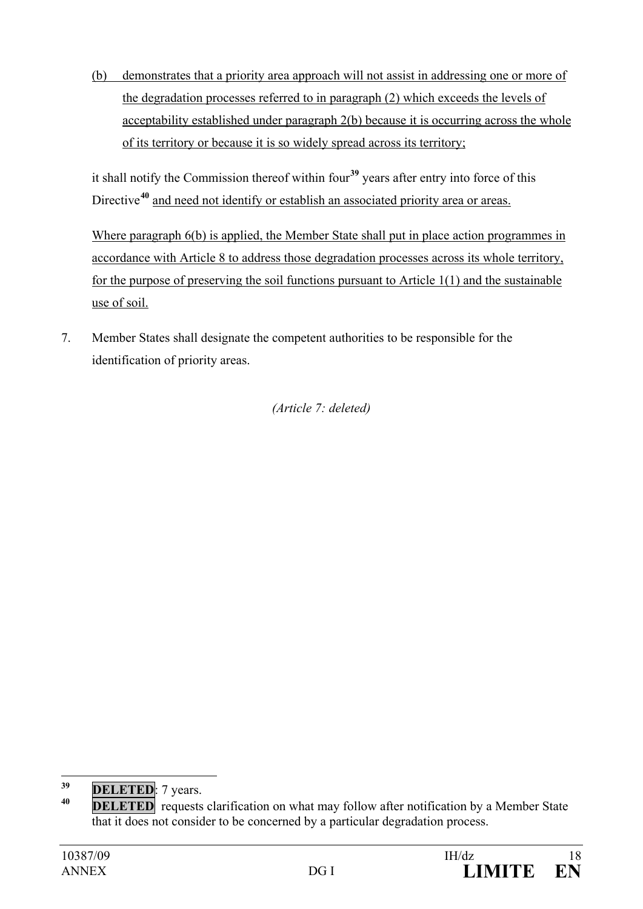(b) demonstrates that a priority area approach will not assist in addressing one or more of the degradation processes referred to in paragraph (2) which exceeds the levels of acceptability established under paragraph 2(b) because it is occurring across the whole of its territory or because it is so widely spread across its territory;

it shall notify the Commission thereof within four[39] years after entry into force of this Directive[40] and need not identify or establish an associated priority area or areas.

Where paragraph 6(b) is applied, the Member State shall put in place action programmes in accordance with Article 8 to address those degradation processes across its whole territory, for the purpose of preserving the soil functions pursuant to Article 1(1) and the sustainable use of soil.

7. Member States shall designate the competent authorities to be responsible for the identification of priority areas.

*(Article 7: deleted)*

---

[39] **DELETED**: 7 years.

[40] **DELETED** requests clarification on what may follow after notification by a Member State that it does not consider to be concerned by a particular degradation process.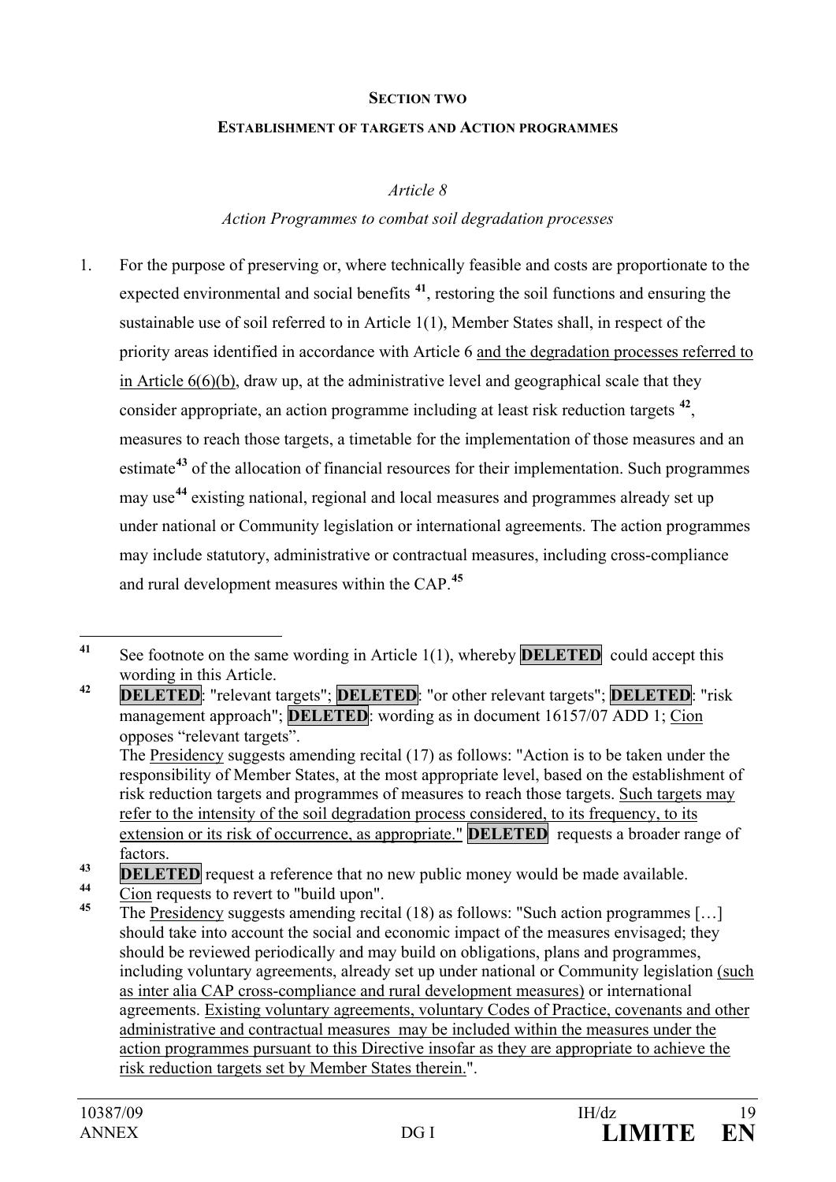**SECTION TWO**

**ESTABLISHMENT OF TARGETS AND ACTION PROGRAMMES**

*Article 8*

*Action Programmes to combat soil degradation processes*

1. For the purpose of preserving or, where technically feasible and costs are proportionate to the expected environmental and social benefits [41], restoring the soil functions and ensuring the sustainable use of soil referred to in Article 1(1), Member States shall, in respect of the priority areas identified in accordance with Article 6 <u>and the degradation processes referred to in Article 6(6)(b)</u>, draw up, at the administrative level and geographical scale that they consider appropriate, an action programme including at least risk reduction targets [42], measures to reach those targets, a timetable for the implementation of those measures and an estimate[43] of the allocation of financial resources for their implementation. Such programmes may use[44] existing national, regional and local measures and programmes already set up under national or Community legislation or international agreements. The action programmes may include statutory, administrative or contractual measures, including cross-compliance and rural development measures within the CAP.[45]

---

[41] See footnote on the same wording in Article 1(1), whereby **DELETED** could accept this wording in this Article.

[42] **DELETED**: "relevant targets"; **DELETED**: "or other relevant targets"; **DELETED**: "risk management approach"; **DELETED**: wording as in document 16157/07 ADD 1; <u>Cion</u> opposes "relevant targets".
The <u>Presidency</u> suggests amending recital (17) as follows: "Action is to be taken under the responsibility of Member States, at the most appropriate level, based on the establishment of risk reduction targets and programmes of measures to reach those targets. <u>Such targets may refer to the intensity of the soil degradation process considered, to its frequency, to its extension or its risk of occurrence, as appropriate."</u> **DELETED** requests a broader range of factors.

[43] **DELETED** request a reference that no new public money would be made available.

[44] <u>Cion</u> requests to revert to "build upon".

[45] The <u>Presidency</u> suggests amending recital (18) as follows: "Such action programmes […] should take into account the social and economic impact of the measures envisaged; they should be reviewed periodically and may build on obligations, plans and programmes, including voluntary agreements, already set up under national or Community legislation <u>(such as inter alia CAP cross-compliance and rural development measures)</u> or international agreements. <u>Existing voluntary agreements, voluntary Codes of Practice, covenants and other administrative and contractual measures may be included within the measures under the action programmes pursuant to this Directive insofar as they are appropriate to achieve the risk reduction targets set by Member States therein.</u>".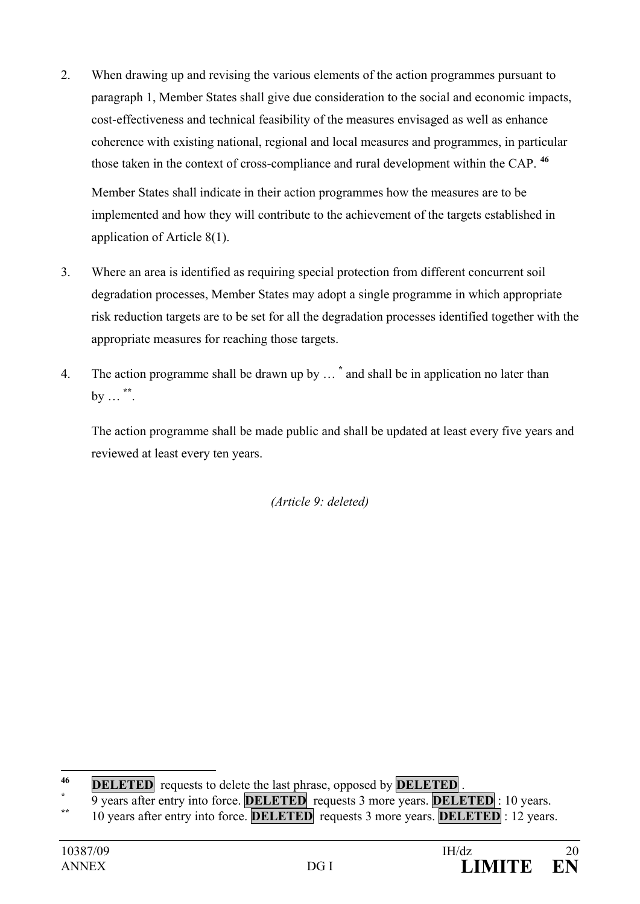2. When drawing up and revising the various elements of the action programmes pursuant to paragraph 1, Member States shall give due consideration to the social and economic impacts, cost-effectiveness and technical feasibility of the measures envisaged as well as enhance coherence with existing national, regional and local measures and programmes, in particular those taken in the context of cross-compliance and rural development within the CAP. [46]

   Member States shall indicate in their action programmes how the measures are to be implemented and how they will contribute to the achievement of the targets established in application of Article 8(1).

3. Where an area is identified as requiring special protection from different concurrent soil degradation processes, Member States may adopt a single programme in which appropriate risk reduction targets are to be set for all the degradation processes identified together with the appropriate measures for reaching those targets.

4. The action programme shall be drawn up by … [*] and shall be in application no later than by … [**].

   The action programme shall be made public and shall be updated at least every five years and reviewed at least every ten years.

*(Article 9: deleted)*

---

[46] **DELETED** requests to delete the last phrase, opposed by **DELETED** .

[*] 9 years after entry into force. **DELETED** requests 3 more years. **DELETED** : 10 years.

[**] 10 years after entry into force. **DELETED** requests 3 more years. **DELETED** : 12 years.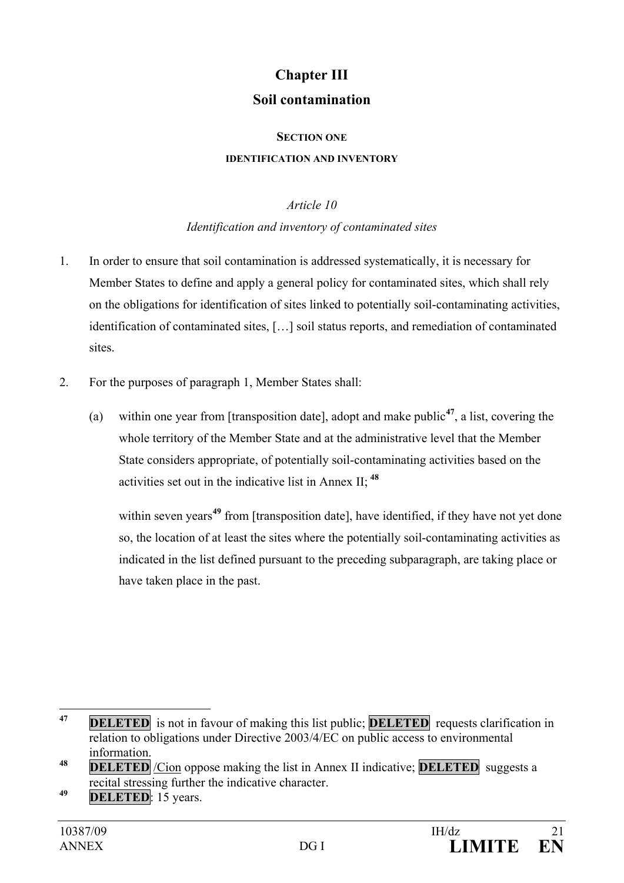# Chapter III

# Soil contamination

## SECTION ONE

### IDENTIFICATION AND INVENTORY

*Article 10*

*Identification and inventory of contaminated sites*

1. In order to ensure that soil contamination is addressed systematically, it is necessary for Member States to define and apply a general policy for contaminated sites, which shall rely on the obligations for identification of sites linked to potentially soil-contaminating activities, identification of contaminated sites, […] soil status reports, and remediation of contaminated sites.

2. For the purposes of paragraph 1, Member States shall:

   (a) within one year from [transposition date], adopt and make public[47], a list, covering the whole territory of the Member State and at the administrative level that the Member State considers appropriate, of potentially soil-contaminating activities based on the activities set out in the indicative list in Annex II; [48]

   within seven years[49] from [transposition date], have identified, if they have not yet done so, the location of at least the sites where the potentially soil-contaminating activities as indicated in the list defined pursuant to the preceding subparagraph, are taking place or have taken place in the past.

---

[47] **DELETED** is not in favour of making this list public; **DELETED** requests clarification in relation to obligations under Directive 2003/4/EC on public access to environmental information.

[48] **DELETED** /Cion oppose making the list in Annex II indicative; **DELETED** suggests a recital stressing further the indicative character.

[49] **DELETED**: 15 years.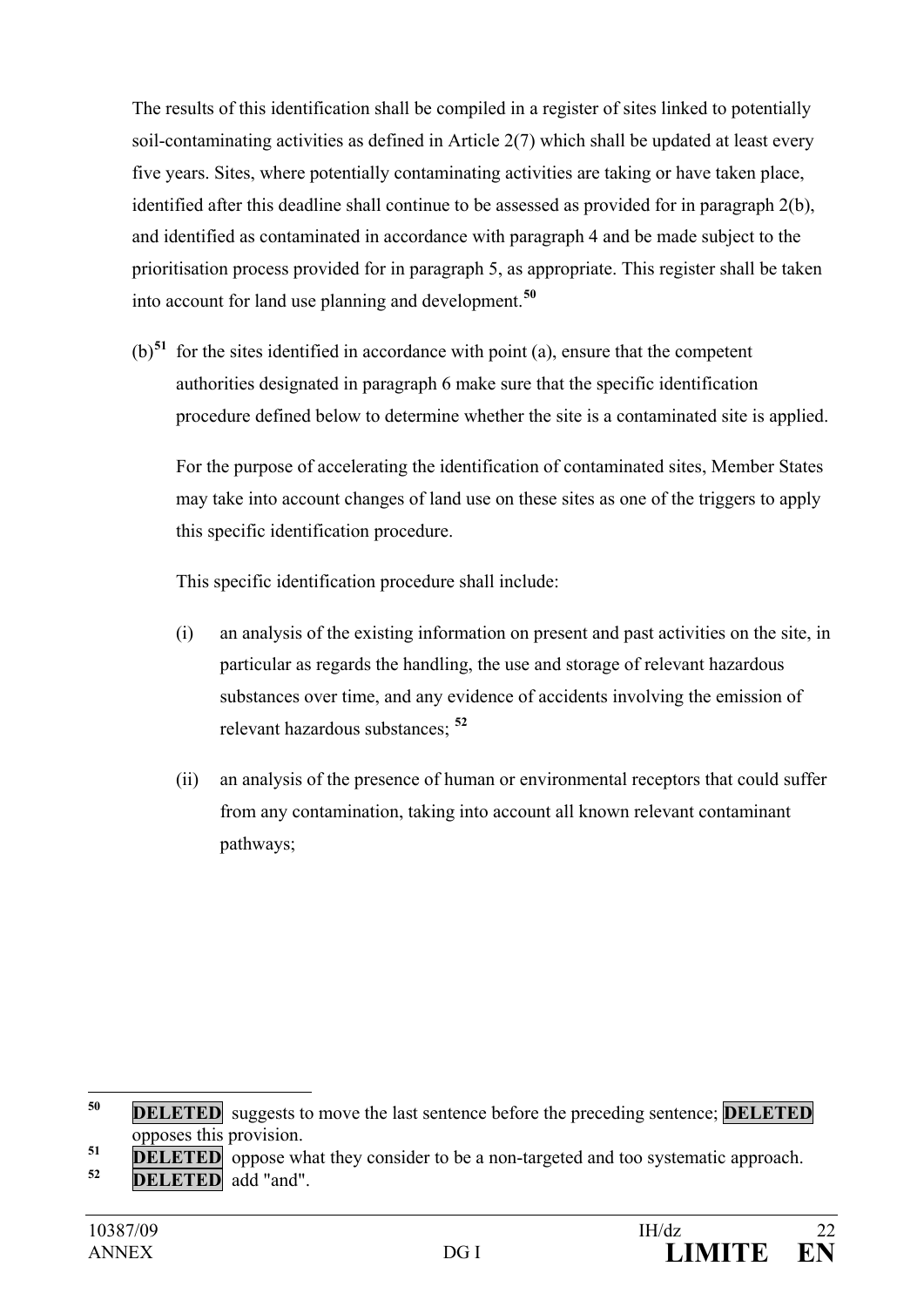The results of this identification shall be compiled in a register of sites linked to potentially soil-contaminating activities as defined in Article 2(7) which shall be updated at least every five years. Sites, where potentially contaminating activities are taking or have taken place, identified after this deadline shall continue to be assessed as provided for in paragraph 2(b), and identified as contaminated in accordance with paragraph 4 and be made subject to the prioritisation process provided for in paragraph 5, as appropriate. This register shall be taken into account for land use planning and development.[50]

(b)[51] for the sites identified in accordance with point (a), ensure that the competent authorities designated in paragraph 6 make sure that the specific identification procedure defined below to determine whether the site is a contaminated site is applied.

For the purpose of accelerating the identification of contaminated sites, Member States may take into account changes of land use on these sites as one of the triggers to apply this specific identification procedure.

This specific identification procedure shall include:

(i) an analysis of the existing information on present and past activities on the site, in particular as regards the handling, the use and storage of relevant hazardous substances over time, and any evidence of accidents involving the emission of relevant hazardous substances; [52]

(ii) an analysis of the presence of human or environmental receptors that could suffer from any contamination, taking into account all known relevant contaminant pathways;

---

[50] **DELETED** suggests to move the last sentence before the preceding sentence; **DELETED** opposes this provision.

[51] **DELETED** oppose what they consider to be a non-targeted and too systematic approach.

[52] **DELETED** add "and".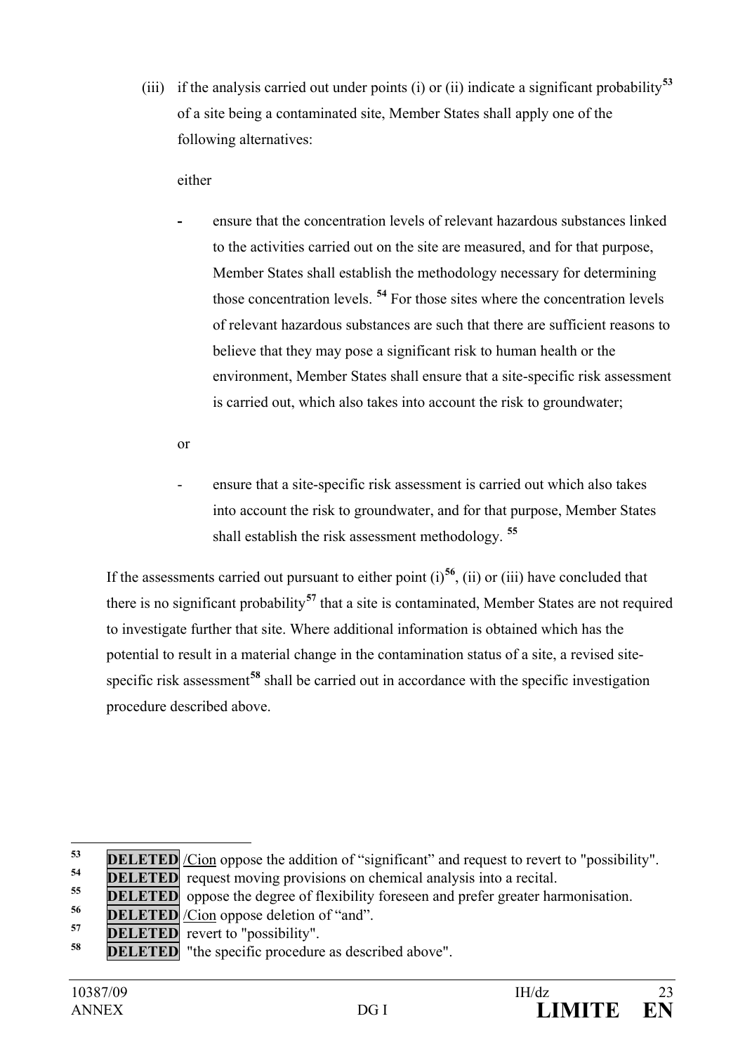(iii) if the analysis carried out under points (i) or (ii) indicate a significant probability[53] of a site being a contaminated site, Member States shall apply one of the following alternatives:

either

- ensure that the concentration levels of relevant hazardous substances linked to the activities carried out on the site are measured, and for that purpose, Member States shall establish the methodology necessary for determining those concentration levels. [54] For those sites where the concentration levels of relevant hazardous substances are such that there are sufficient reasons to believe that they may pose a significant risk to human health or the environment, Member States shall ensure that a site-specific risk assessment is carried out, which also takes into account the risk to groundwater;

or

- ensure that a site-specific risk assessment is carried out which also takes into account the risk to groundwater, and for that purpose, Member States shall establish the risk assessment methodology. [55]

If the assessments carried out pursuant to either point (i)[56], (ii) or (iii) have concluded that there is no significant probability[57] that a site is contaminated, Member States are not required to investigate further that site. Where additional information is obtained which has the potential to result in a material change in the contamination status of a site, a revised site-specific risk assessment[58] shall be carried out in accordance with the specific investigation procedure described above.

---

[53] **DELETED** /Cion oppose the addition of "significant" and request to revert to "possibility".

[54] **DELETED** request moving provisions on chemical analysis into a recital.

[55] **DELETED** oppose the degree of flexibility foreseen and prefer greater harmonisation.

[56] **DELETED** /Cion oppose deletion of "and".

[57] **DELETED** revert to "possibility".

[58] **DELETED** "the specific procedure as described above".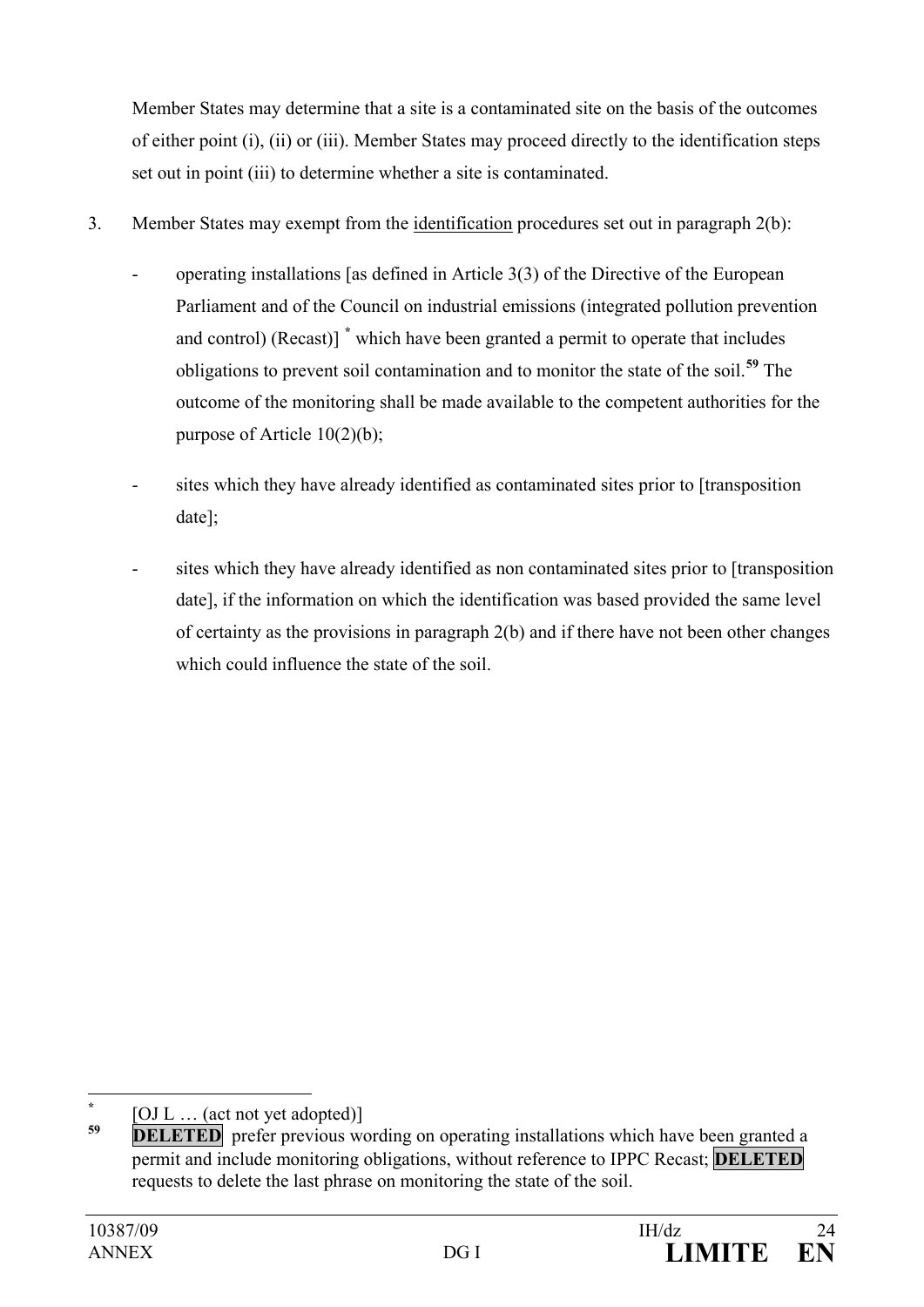Member States may determine that a site is a contaminated site on the basis of the outcomes of either point (i), (ii) or (iii). Member States may proceed directly to the identification steps set out in point (iii) to determine whether a site is contaminated.

3. Member States may exempt from the <u>identification</u> procedures set out in paragraph 2(b):

   - operating installations [as defined in Article 3(3) of the Directive of the European Parliament and of the Council on industrial emissions (integrated pollution prevention and control) (Recast)] [*] which have been granted a permit to operate that includes obligations to prevent soil contamination and to monitor the state of the soil.[59] The outcome of the monitoring shall be made available to the competent authorities for the purpose of Article 10(2)(b);

   - sites which they have already identified as contaminated sites prior to [transposition date];

   - sites which they have already identified as non contaminated sites prior to [transposition date], if the information on which the identification was based provided the same level of certainty as the provisions in paragraph 2(b) and if there have not been other changes which could influence the state of the soil.

---

[*] [OJ L … (act not yet adopted)]

[59] **DELETED** prefer previous wording on operating installations which have been granted a permit and include monitoring obligations, without reference to IPPC Recast; **DELETED** requests to delete the last phrase on monitoring the state of the soil.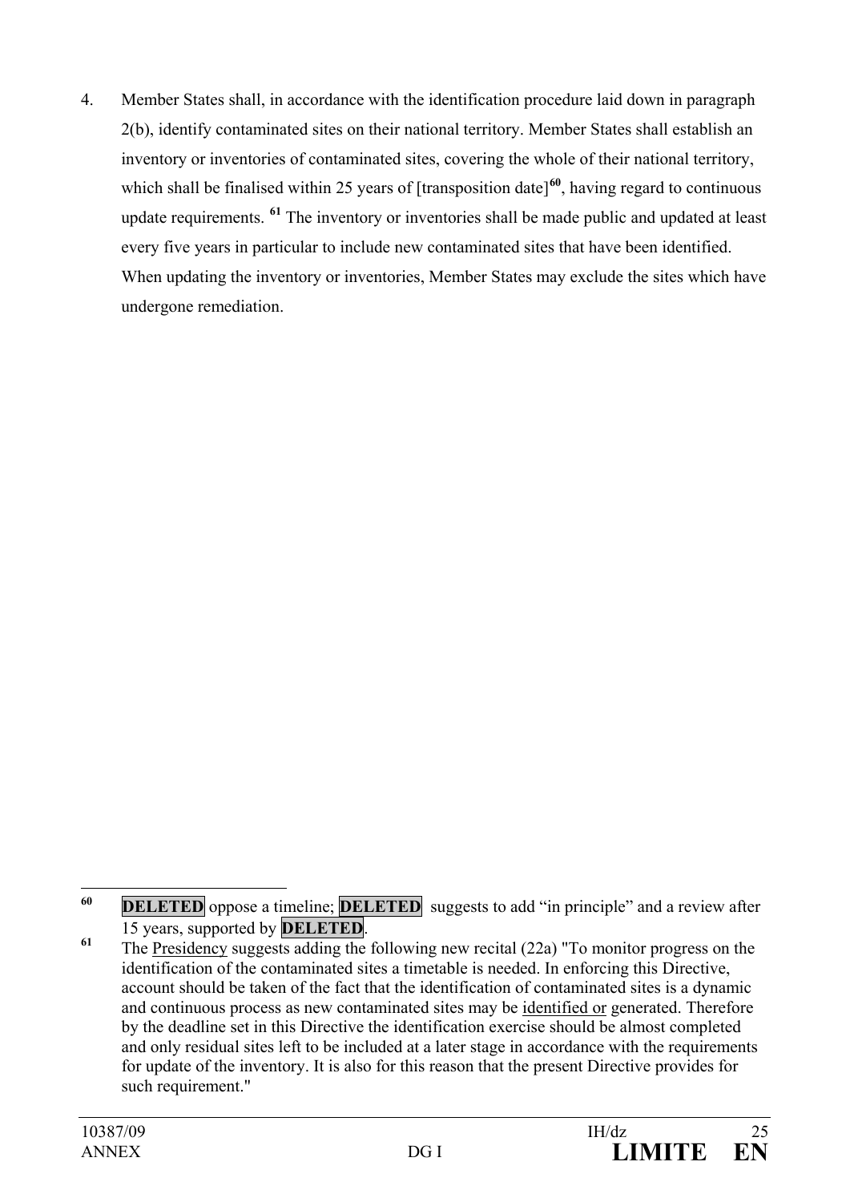4. Member States shall, in accordance with the identification procedure laid down in paragraph 2(b), identify contaminated sites on their national territory. Member States shall establish an inventory or inventories of contaminated sites, covering the whole of their national territory, which shall be finalised within 25 years of [transposition date][60], having regard to continuous update requirements. [61] The inventory or inventories shall be made public and updated at least every five years in particular to include new contaminated sites that have been identified. When updating the inventory or inventories, Member States may exclude the sites which have undergone remediation.

---

[60] **DELETED** oppose a timeline; **DELETED** suggests to add "in principle" and a review after 15 years, supported by **DELETED**.

[61] The Presidency suggests adding the following new recital (22a) "To monitor progress on the identification of the contaminated sites a timetable is needed. In enforcing this Directive, account should be taken of the fact that the identification of contaminated sites is a dynamic and continuous process as new contaminated sites may be identified or generated. Therefore by the deadline set in this Directive the identification exercise should be almost completed and only residual sites left to be included at a later stage in accordance with the requirements for update of the inventory. It is also for this reason that the present Directive provides for such requirement."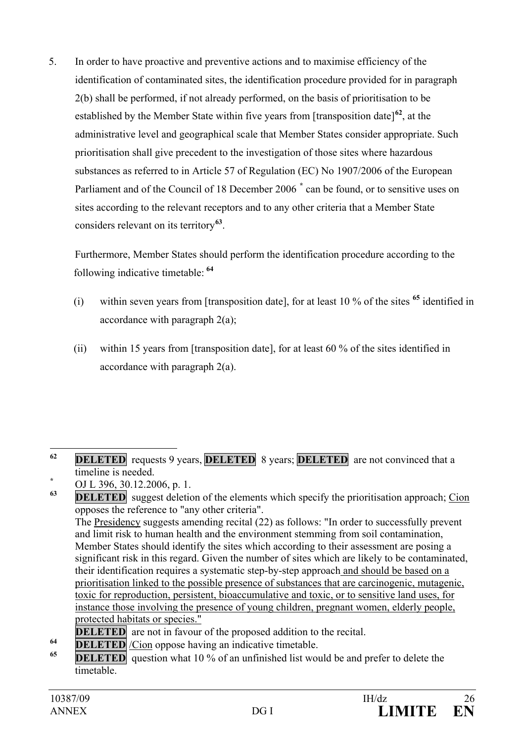5. In order to have proactive and preventive actions and to maximise efficiency of the identification of contaminated sites, the identification procedure provided for in paragraph 2(b) shall be performed, if not already performed, on the basis of prioritisation to be established by the Member State within five years from [transposition date][62], at the administrative level and geographical scale that Member States consider appropriate. Such prioritisation shall give precedent to the investigation of those sites where hazardous substances as referred to in Article 57 of Regulation (EC) No 1907/2006 of the European Parliament and of the Council of 18 December 2006 [*] can be found, or to sensitive uses on sites according to the relevant receptors and to any other criteria that a Member State considers relevant on its territory[63].

   Furthermore, Member States should perform the identification procedure according to the following indicative timetable: [64]

   (i) within seven years from [transposition date], for at least 10 % of the sites [65] identified in accordance with paragraph 2(a);

   (ii) within 15 years from [transposition date], for at least 60 % of the sites identified in accordance with paragraph 2(a).

---

[62] **DELETED** requests 9 years, **DELETED** 8 years; **DELETED** are not convinced that a timeline is needed.

[*] OJ L 396, 30.12.2006, p. 1.

[63] **DELETED** suggest deletion of the elements which specify the prioritisation approach; Cion opposes the reference to "any other criteria".
The Presidency suggests amending recital (22) as follows: "In order to successfully prevent and limit risk to human health and the environment stemming from soil contamination, Member States should identify the sites which according to their assessment are posing a significant risk in this regard. Given the number of sites which are likely to be contaminated, their identification requires a systematic step-by-step approach and should be based on a prioritisation linked to the possible presence of substances that are carcinogenic, mutagenic, toxic for reproduction, persistent, bioaccumulative and toxic, or to sensitive land uses, for instance those involving the presence of young children, pregnant women, elderly people, protected habitats or species."
**DELETED** are not in favour of the proposed addition to the recital.

[64] **DELETED** /Cion oppose having an indicative timetable.

[65] **DELETED** question what 10 % of an unfinished list would be and prefer to delete the timetable.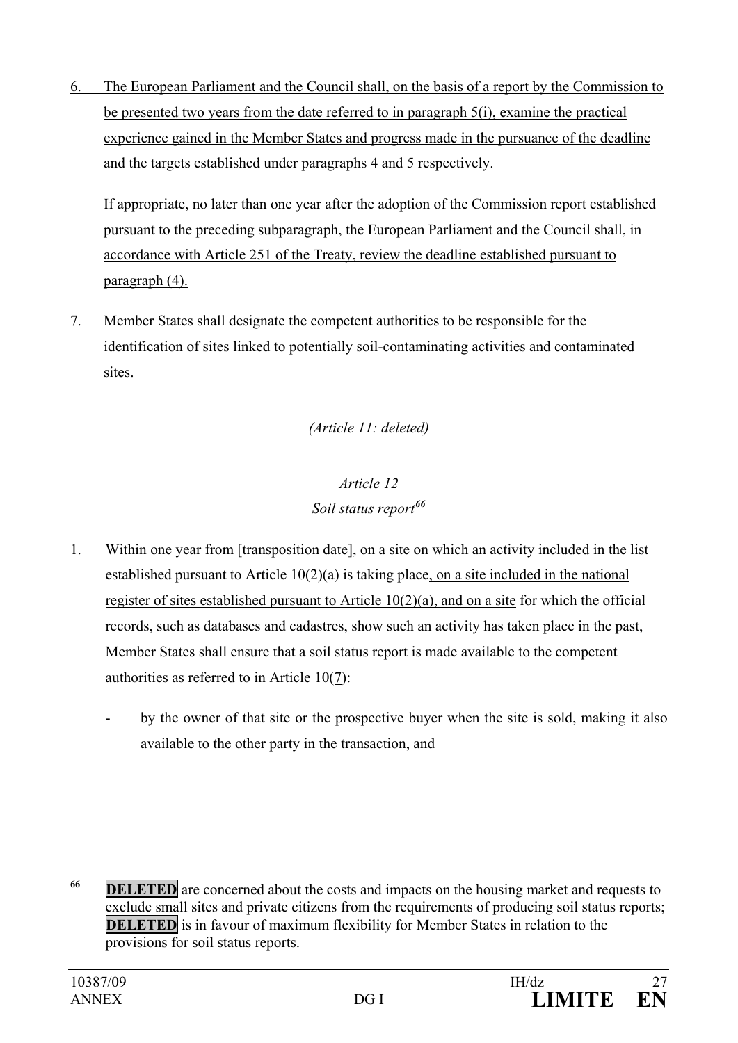6. The European Parliament and the Council shall, on the basis of a report by the Commission to be presented two years from the date referred to in paragraph 5(i), examine the practical experience gained in the Member States and progress made in the pursuance of the deadline and the targets established under paragraphs 4 and 5 respectively.

   If appropriate, no later than one year after the adoption of the Commission report established pursuant to the preceding subparagraph, the European Parliament and the Council shall, in accordance with Article 251 of the Treaty, review the deadline established pursuant to paragraph (4).

7. Member States shall designate the competent authorities to be responsible for the identification of sites linked to potentially soil-contaminating activities and contaminated sites.

*(Article 11: deleted)*

*Article 12*

*Soil status report*[66]

1. Within one year from [transposition date], on a site on which an activity included in the list established pursuant to Article 10(2)(a) is taking place, on a site included in the national register of sites established pursuant to Article 10(2)(a), and on a site for which the official records, such as databases and cadastres, show such an activity has taken place in the past, Member States shall ensure that a soil status report is made available to the competent authorities as referred to in Article 10(7):

   - by the owner of that site or the prospective buyer when the site is sold, making it also available to the other party in the transaction, and

---

[66] **DELETED** are concerned about the costs and impacts on the housing market and requests to exclude small sites and private citizens from the requirements of producing soil status reports; **DELETED** is in favour of maximum flexibility for Member States in relation to the provisions for soil status reports.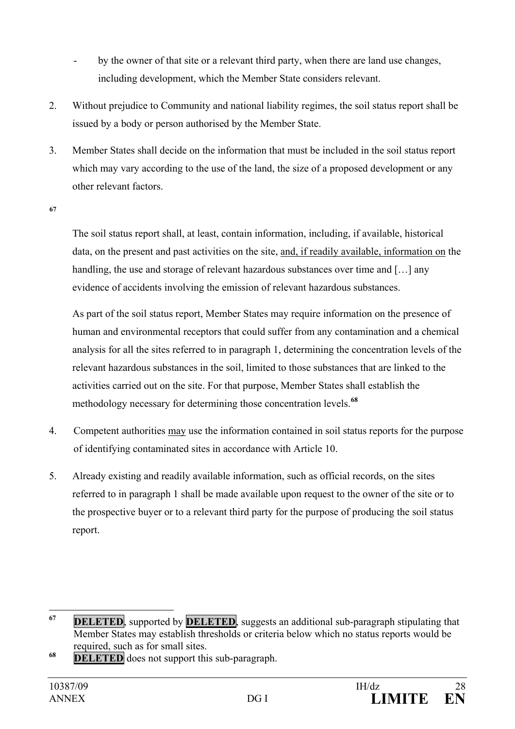- by the owner of that site or a relevant third party, when there are land use changes, including development, which the Member State considers relevant.

2. Without prejudice to Community and national liability regimes, the soil status report shall be issued by a body or person authorised by the Member State.

3. Member States shall decide on the information that must be included in the soil status report which may vary according to the use of the land, the size of a proposed development or any other relevant factors.

[67]

The soil status report shall, at least, contain information, including, if available, historical data, on the present and past activities on the site, <u>and, if readily available, information on</u> the handling, the use and storage of relevant hazardous substances over time and […] any evidence of accidents involving the emission of relevant hazardous substances.

As part of the soil status report, Member States may require information on the presence of human and environmental receptors that could suffer from any contamination and a chemical analysis for all the sites referred to in paragraph 1, determining the concentration levels of the relevant hazardous substances in the soil, limited to those substances that are linked to the activities carried out on the site. For that purpose, Member States shall establish the methodology necessary for determining those concentration levels.[68]

4. Competent authorities <u>may</u> use the information contained in soil status reports for the purpose of identifying contaminated sites in accordance with Article 10.

5. Already existing and readily available information, such as official records, on the sites referred to in paragraph 1 shall be made available upon request to the owner of the site or to the prospective buyer or to a relevant third party for the purpose of producing the soil status report.

---

[67] **DELETED**, supported by **DELETED**, suggests an additional sub-paragraph stipulating that Member States may establish thresholds or criteria below which no status reports would be required, such as for small sites.

[68] **DELETED** does not support this sub-paragraph.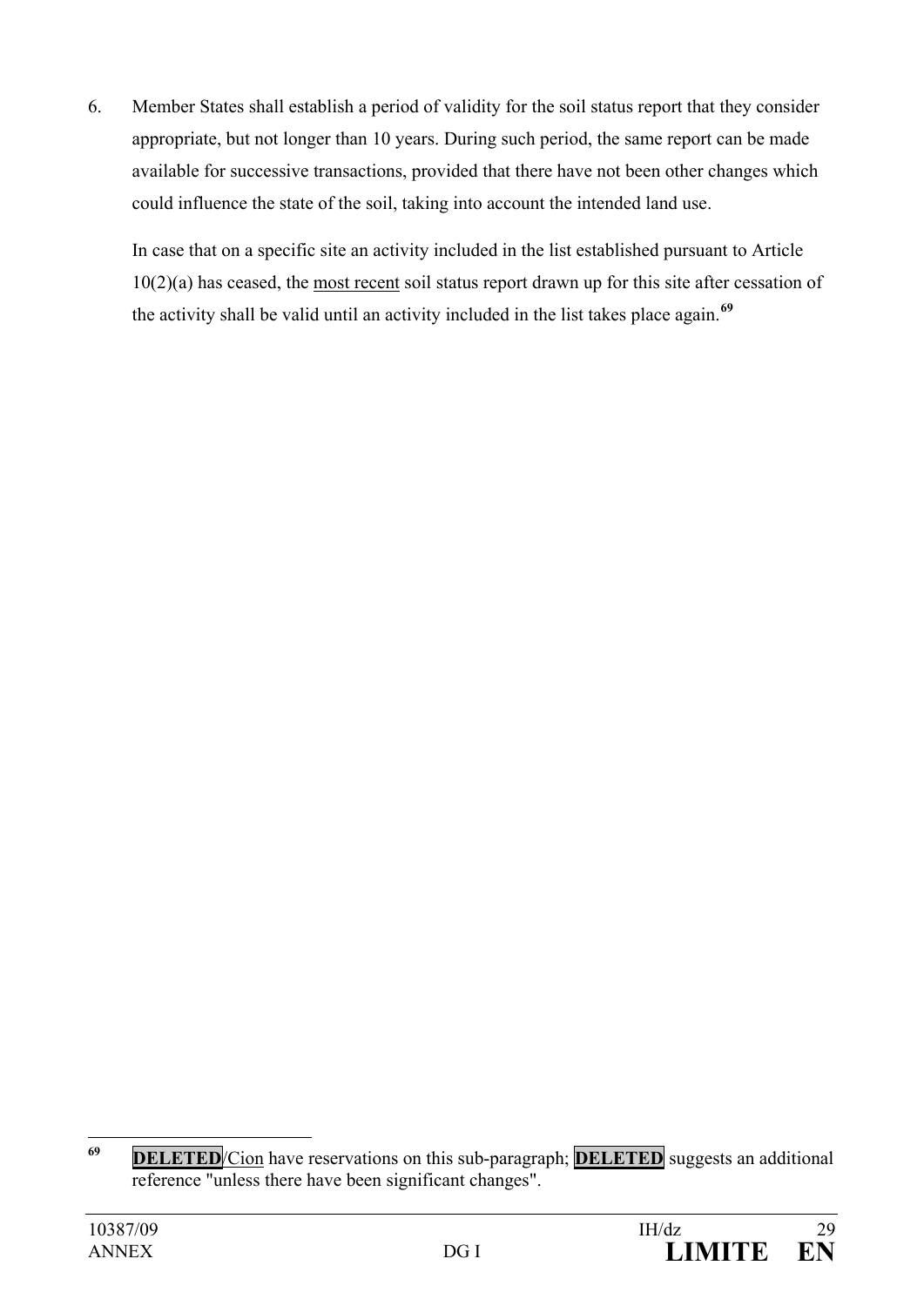6. Member States shall establish a period of validity for the soil status report that they consider appropriate, but not longer than 10 years. During such period, the same report can be made available for successive transactions, provided that there have not been other changes which could influence the state of the soil, taking into account the intended land use.

   In case that on a specific site an activity included in the list established pursuant to Article 10(2)(a) has ceased, the <u>most recent</u> soil status report drawn up for this site after cessation of the activity shall be valid until an activity included in the list takes place again.[69]

---

[69] **DELETED**/<u>Cion</u> have reservations on this sub-paragraph; **DELETED** suggests an additional reference "unless there have been significant changes".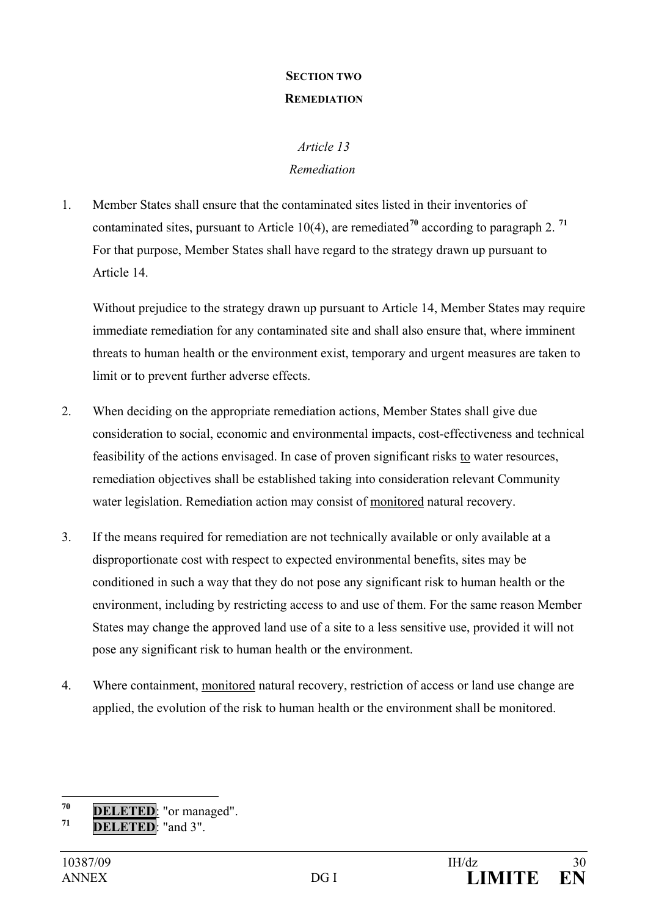## SECTION TWO

## REMEDIATION

*Article 13*

*Remediation*

1. Member States shall ensure that the contaminated sites listed in their inventories of contaminated sites, pursuant to Article 10(4), are remediated[70] according to paragraph 2. [71] For that purpose, Member States shall have regard to the strategy drawn up pursuant to Article 14.

   Without prejudice to the strategy drawn up pursuant to Article 14, Member States may require immediate remediation for any contaminated site and shall also ensure that, where imminent threats to human health or the environment exist, temporary and urgent measures are taken to limit or to prevent further adverse effects.

2. When deciding on the appropriate remediation actions, Member States shall give due consideration to social, economic and environmental impacts, cost-effectiveness and technical feasibility of the actions envisaged. In case of proven significant risks <u>to</u> water resources, remediation objectives shall be established taking into consideration relevant Community water legislation. Remediation action may consist of <u>monitored</u> natural recovery.

3. If the means required for remediation are not technically available or only available at a disproportionate cost with respect to expected environmental benefits, sites may be conditioned in such a way that they do not pose any significant risk to human health or the environment, including by restricting access to and use of them. For the same reason Member States may change the approved land use of a site to a less sensitive use, provided it will not pose any significant risk to human health or the environment.

4. Where containment, <u>monitored</u> natural recovery, restriction of access or land use change are applied, the evolution of the risk to human health or the environment shall be monitored.

---

[70] **DELETED**: "or managed".

[71] **DELETED**: "and 3".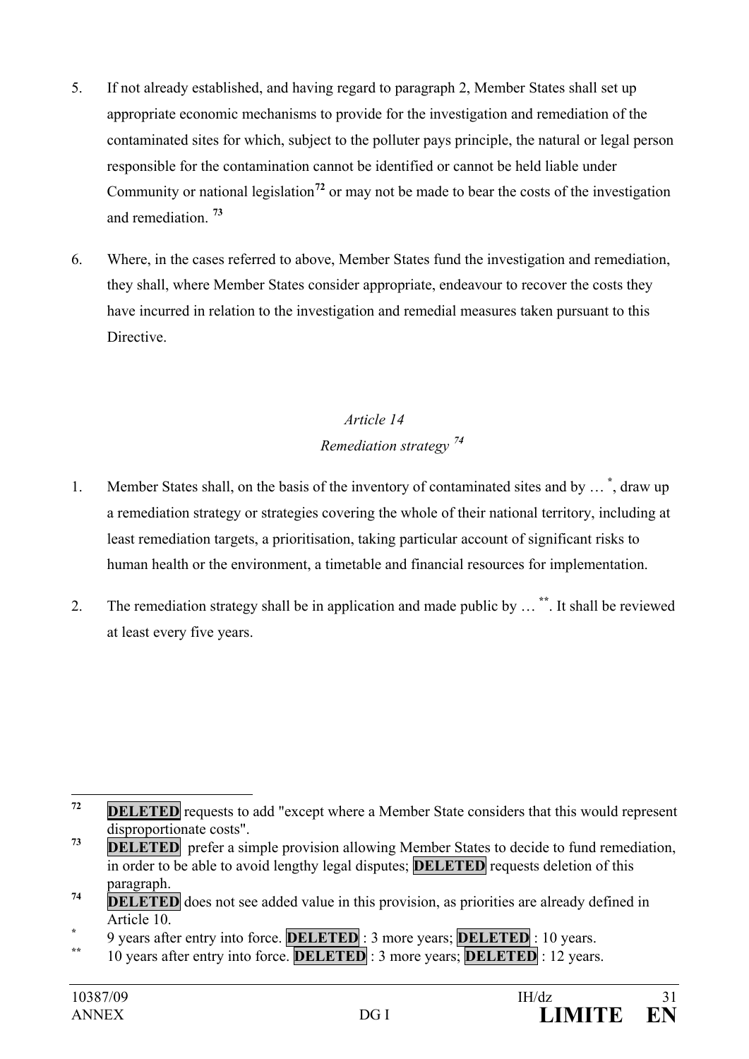5. If not already established, and having regard to paragraph 2, Member States shall set up appropriate economic mechanisms to provide for the investigation and remediation of the contaminated sites for which, subject to the polluter pays principle, the natural or legal person responsible for the contamination cannot be identified or cannot be held liable under Community or national legislation[72] or may not be made to bear the costs of the investigation and remediation. [73]

6. Where, in the cases referred to above, Member States fund the investigation and remediation, they shall, where Member States consider appropriate, endeavour to recover the costs they have incurred in relation to the investigation and remedial measures taken pursuant to this Directive.

*Article 14*

*Remediation strategy [74]*

1. Member States shall, on the basis of the inventory of contaminated sites and by … [*], draw up a remediation strategy or strategies covering the whole of their national territory, including at least remediation targets, a prioritisation, taking particular account of significant risks to human health or the environment, a timetable and financial resources for implementation.

2. The remediation strategy shall be in application and made public by … [**]. It shall be reviewed at least every five years.

---

[72] **DELETED** requests to add "except where a Member State considers that this would represent disproportionate costs".

[73] **DELETED** prefer a simple provision allowing Member States to decide to fund remediation, in order to be able to avoid lengthy legal disputes; **DELETED** requests deletion of this paragraph.

[74] **DELETED** does not see added value in this provision, as priorities are already defined in Article 10.

[*] 9 years after entry into force. **DELETED** : 3 more years; **DELETED** : 10 years.

[**] 10 years after entry into force. **DELETED** : 3 more years; **DELETED** : 12 years.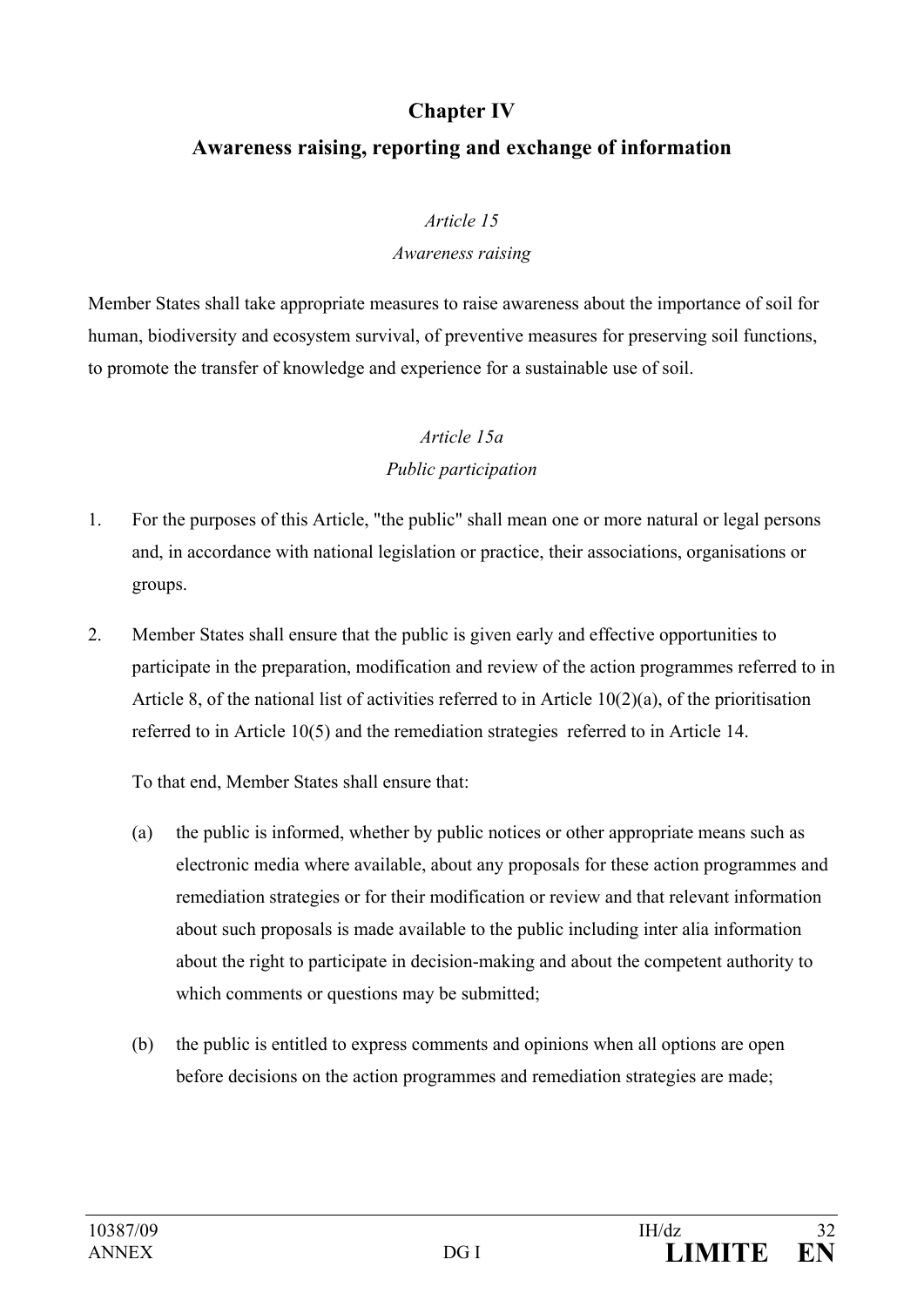## Chapter IV

## Awareness raising, reporting and exchange of information

*Article 15*

*Awareness raising*

Member States shall take appropriate measures to raise awareness about the importance of soil for human, biodiversity and ecosystem survival, of preventive measures for preserving soil functions, to promote the transfer of knowledge and experience for a sustainable use of soil.

*Article 15a*

*Public participation*

1. For the purposes of this Article, "the public" shall mean one or more natural or legal persons and, in accordance with national legislation or practice, their associations, organisations or groups.

2. Member States shall ensure that the public is given early and effective opportunities to participate in the preparation, modification and review of the action programmes referred to in Article 8, of the national list of activities referred to in Article 10(2)(a), of the prioritisation referred to in Article 10(5) and the remediation strategies referred to in Article 14.

   To that end, Member States shall ensure that:

   (a) the public is informed, whether by public notices or other appropriate means such as electronic media where available, about any proposals for these action programmes and remediation strategies or for their modification or review and that relevant information about such proposals is made available to the public including inter alia information about the right to participate in decision-making and about the competent authority to which comments or questions may be submitted;

   (b) the public is entitled to express comments and opinions when all options are open before decisions on the action programmes and remediation strategies are made;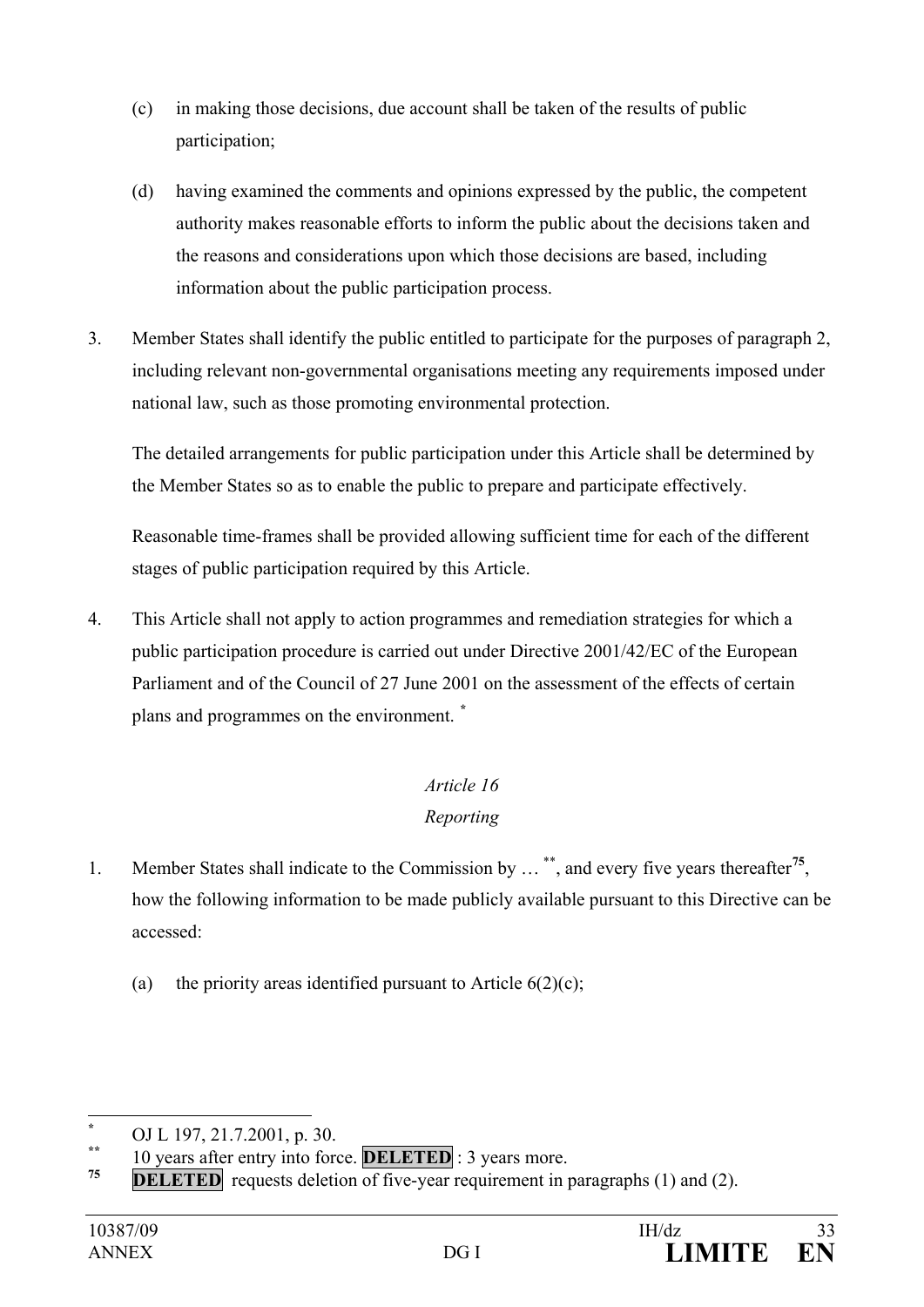(c) in making those decisions, due account shall be taken of the results of public participation;

(d) having examined the comments and opinions expressed by the public, the competent authority makes reasonable efforts to inform the public about the decisions taken and the reasons and considerations upon which those decisions are based, including information about the public participation process.

3. Member States shall identify the public entitled to participate for the purposes of paragraph 2, including relevant non-governmental organisations meeting any requirements imposed under national law, such as those promoting environmental protection.

The detailed arrangements for public participation under this Article shall be determined by the Member States so as to enable the public to prepare and participate effectively.

Reasonable time-frames shall be provided allowing sufficient time for each of the different stages of public participation required by this Article.

4. This Article shall not apply to action programmes and remediation strategies for which a public participation procedure is carried out under Directive 2001/42/EC of the European Parliament and of the Council of 27 June 2001 on the assessment of the effects of certain plans and programmes on the environment. [*]

*Article 16*

*Reporting*

1. Member States shall indicate to the Commission by … [**], and every five years thereafter[75], how the following information to be made publicly available pursuant to this Directive can be accessed:

(a) the priority areas identified pursuant to Article 6(2)(c);

---

[*] OJ L 197, 21.7.2001, p. 30.

[**] 10 years after entry into force. **DELETED** : 3 years more.

[75] **DELETED** requests deletion of five-year requirement in paragraphs (1) and (2).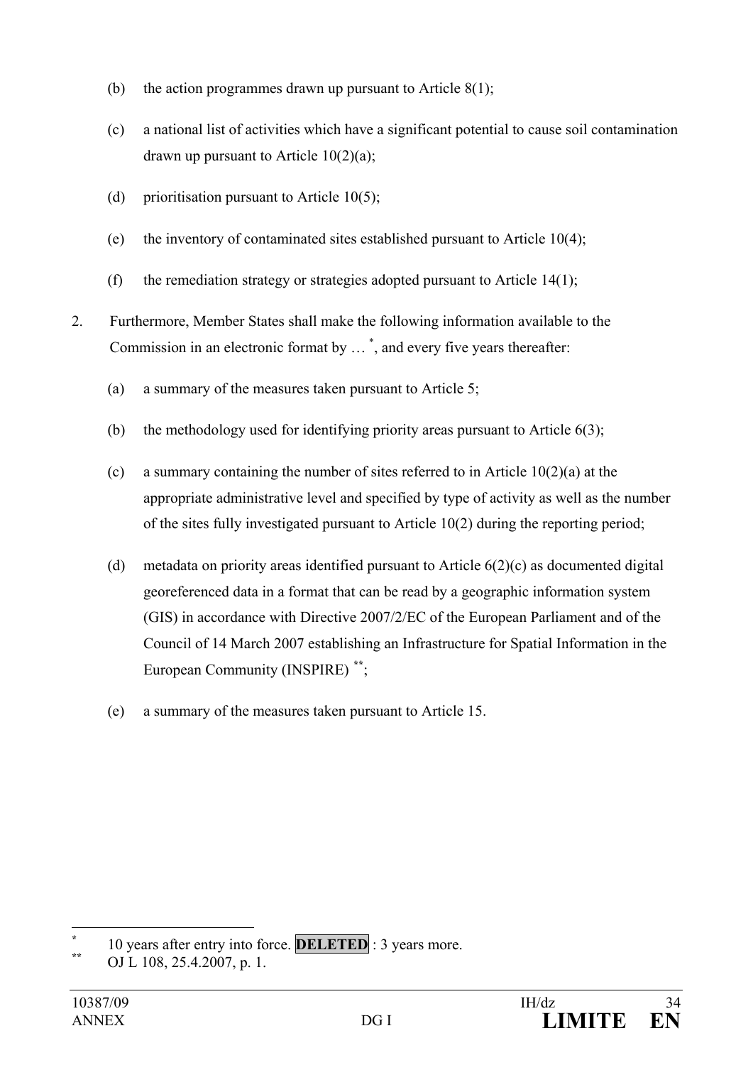(b) the action programmes drawn up pursuant to Article 8(1);

(c) a national list of activities which have a significant potential to cause soil contamination drawn up pursuant to Article 10(2)(a);

(d) prioritisation pursuant to Article 10(5);

(e) the inventory of contaminated sites established pursuant to Article 10(4);

(f) the remediation strategy or strategies adopted pursuant to Article 14(1);

2. Furthermore, Member States shall make the following information available to the Commission in an electronic format by … [*], and every five years thereafter:

   (a) a summary of the measures taken pursuant to Article 5;

   (b) the methodology used for identifying priority areas pursuant to Article 6(3);

   (c) a summary containing the number of sites referred to in Article 10(2)(a) at the appropriate administrative level and specified by type of activity as well as the number of the sites fully investigated pursuant to Article 10(2) during the reporting period;

   (d) metadata on priority areas identified pursuant to Article 6(2)(c) as documented digital georeferenced data in a format that can be read by a geographic information system (GIS) in accordance with Directive 2007/2/EC of the European Parliament and of the Council of 14 March 2007 establishing an Infrastructure for Spatial Information in the European Community (INSPIRE) [**];

   (e) a summary of the measures taken pursuant to Article 15.

---

[*] 10 years after entry into force. **DELETED** : 3 years more.

[**] OJ L 108, 25.4.2007, p. 1.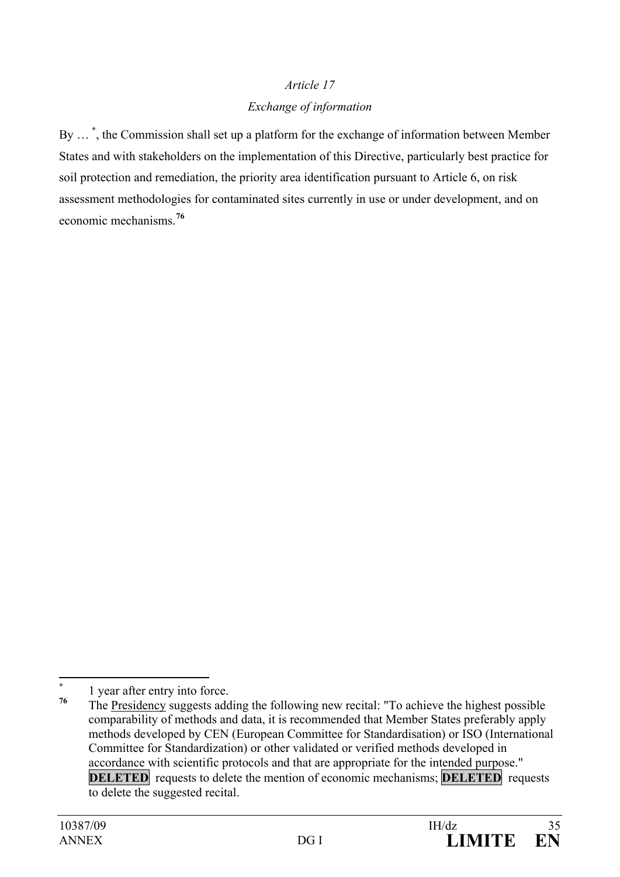*Article 17*

*Exchange of information*

By … [*], the Commission shall set up a platform for the exchange of information between Member States and with stakeholders on the implementation of this Directive, particularly best practice for soil protection and remediation, the priority area identification pursuant to Article 6, on risk assessment methodologies for contaminated sites currently in use or under development, and on economic mechanisms.[76]

---

[*] 1 year after entry into force.

[76] The Presidency suggests adding the following new recital: "To achieve the highest possible comparability of methods and data, it is recommended that Member States preferably apply methods developed by CEN (European Committee for Standardisation) or ISO (International Committee for Standardization) or other validated or verified methods developed in accordance with scientific protocols and that are appropriate for the intended purpose." **DELETED** requests to delete the mention of economic mechanisms; **DELETED** requests to delete the suggested recital.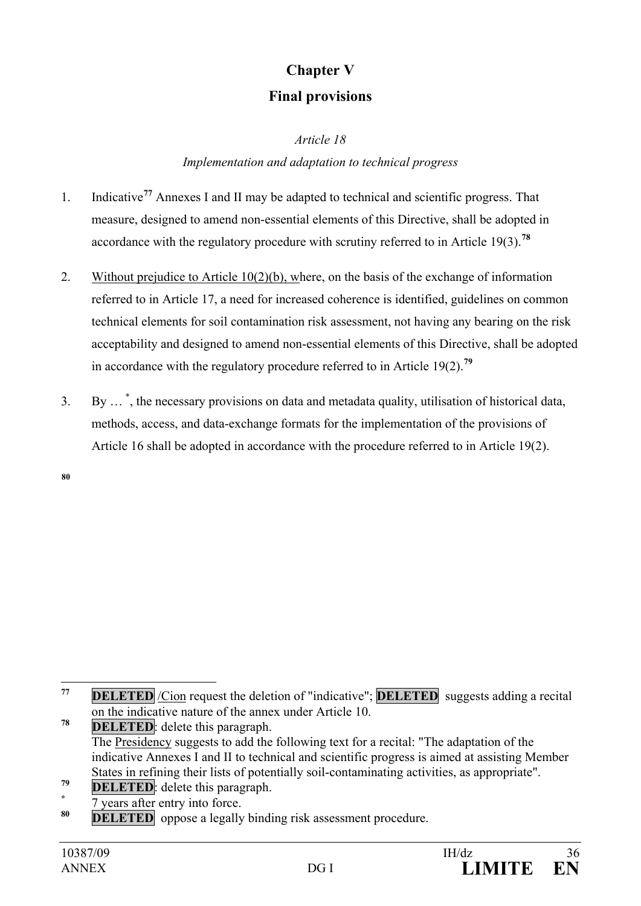# Chapter V

# Final provisions

*Article 18*

*Implementation and adaptation to technical progress*

1. Indicative[77] Annexes I and II may be adapted to technical and scientific progress. That measure, designed to amend non-essential elements of this Directive, shall be adopted in accordance with the regulatory procedure with scrutiny referred to in Article 19(3).[78]

2. Without prejudice to Article 10(2)(b), where, on the basis of the exchange of information referred to in Article 17, a need for increased coherence is identified, guidelines on common technical elements for soil contamination risk assessment, not having any bearing on the risk acceptability and designed to amend non-essential elements of this Directive, shall be adopted in accordance with the regulatory procedure referred to in Article 19(2).[79]

3. By … [*], the necessary provisions on data and metadata quality, utilisation of historical data, methods, access, and data-exchange formats for the implementation of the provisions of Article 16 shall be adopted in accordance with the procedure referred to in Article 19(2).

[80]

---

[77] **DELETED** /Cion request the deletion of "indicative"; **DELETED** suggests adding a recital on the indicative nature of the annex under Article 10.

[78] **DELETED**: delete this paragraph.
The Presidency suggests to add the following text for a recital: "The adaptation of the indicative Annexes I and II to technical and scientific progress is aimed at assisting Member States in refining their lists of potentially soil-contaminating activities, as appropriate".

[79] **DELETED**: delete this paragraph.

[*] 7 years after entry into force.

[80] **DELETED** oppose a legally binding risk assessment procedure.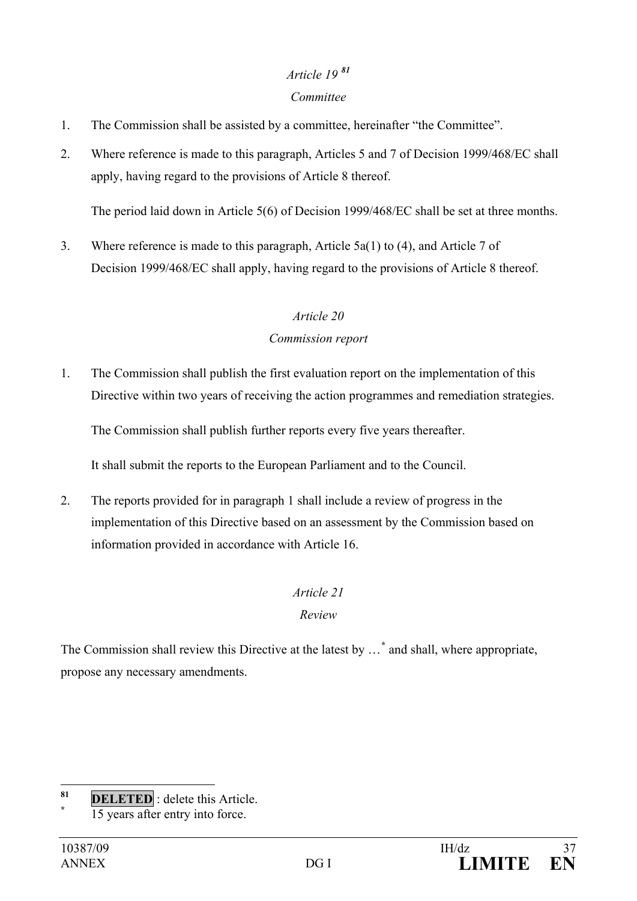*Article 19* [81]

*Committee*

1. The Commission shall be assisted by a committee, hereinafter "the Committee".

2. Where reference is made to this paragraph, Articles 5 and 7 of Decision 1999/468/EC shall apply, having regard to the provisions of Article 8 thereof.

   The period laid down in Article 5(6) of Decision 1999/468/EC shall be set at three months.

3. Where reference is made to this paragraph, Article 5a(1) to (4), and Article 7 of Decision 1999/468/EC shall apply, having regard to the provisions of Article 8 thereof.

*Article 20*

*Commission report*

1. The Commission shall publish the first evaluation report on the implementation of this Directive within two years of receiving the action programmes and remediation strategies.

   The Commission shall publish further reports every five years thereafter.

   It shall submit the reports to the European Parliament and to the Council.

2. The reports provided for in paragraph 1 shall include a review of progress in the implementation of this Directive based on an assessment by the Commission based on information provided in accordance with Article 16.

*Article 21*

*Review*

The Commission shall review this Directive at the latest by …[*] and shall, where appropriate, propose any necessary amendments.

---

[81] **DELETED** : delete this Article.

[*] 15 years after entry into force.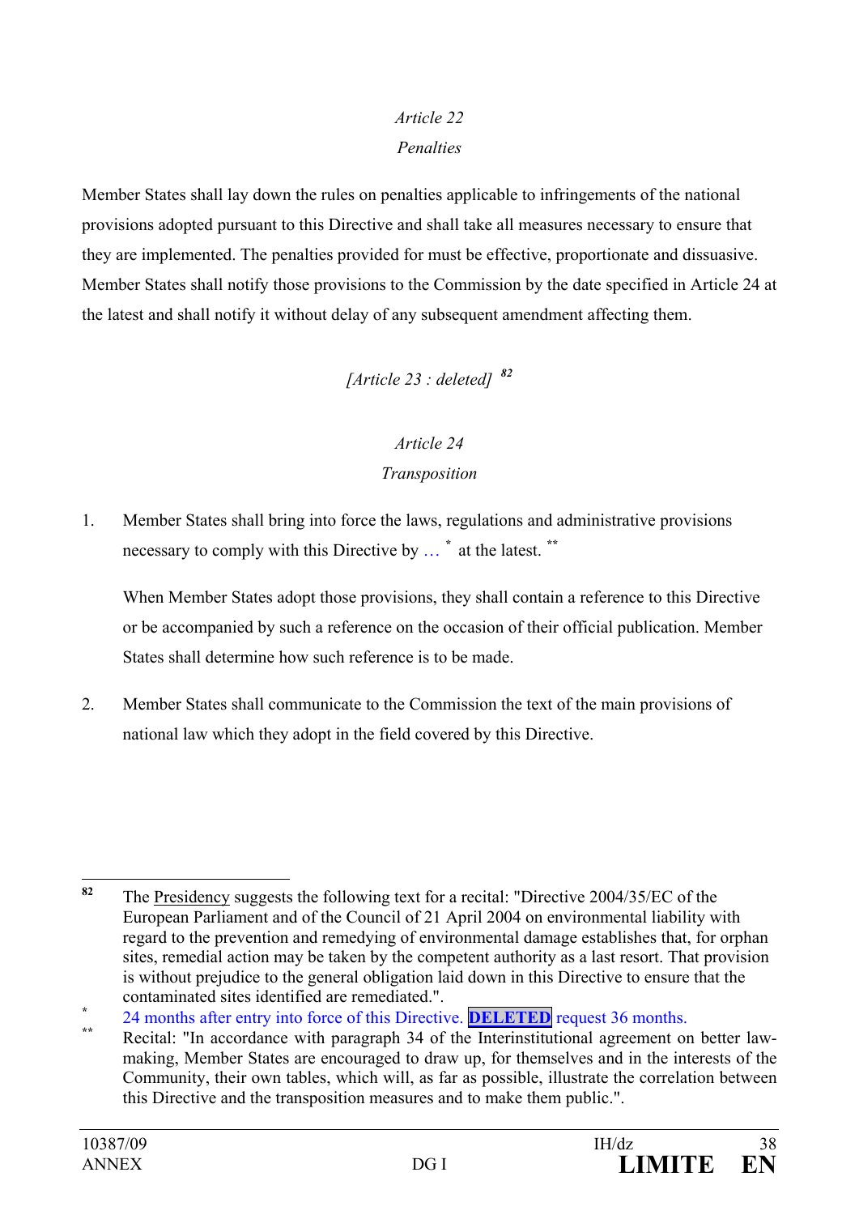*Article 22*

*Penalties*

Member States shall lay down the rules on penalties applicable to infringements of the national provisions adopted pursuant to this Directive and shall take all measures necessary to ensure that they are implemented. The penalties provided for must be effective, proportionate and dissuasive. Member States shall notify those provisions to the Commission by the date specified in Article 24 at the latest and shall notify it without delay of any subsequent amendment affecting them.

*[Article 23 : deleted]* [82]

*Article 24*

*Transposition*

1. Member States shall bring into force the laws, regulations and administrative provisions necessary to comply with this Directive by … [*] at the latest. [**]

   When Member States adopt those provisions, they shall contain a reference to this Directive or be accompanied by such a reference on the occasion of their official publication. Member States shall determine how such reference is to be made.

2. Member States shall communicate to the Commission the text of the main provisions of national law which they adopt in the field covered by this Directive.

---

[82] The Presidency suggests the following text for a recital: "Directive 2004/35/EC of the European Parliament and of the Council of 21 April 2004 on environmental liability with regard to the prevention and remedying of environmental damage establishes that, for orphan sites, remedial action may be taken by the competent authority as a last resort. That provision is without prejudice to the general obligation laid down in this Directive to ensure that the contaminated sites identified are remediated.".

[*] 24 months after entry into force of this Directive. **DELETED** request 36 months.

[**] Recital: "In accordance with paragraph 34 of the Interinstitutional agreement on better law-making, Member States are encouraged to draw up, for themselves and in the interests of the Community, their own tables, which will, as far as possible, illustrate the correlation between this Directive and the transposition measures and to make them public.".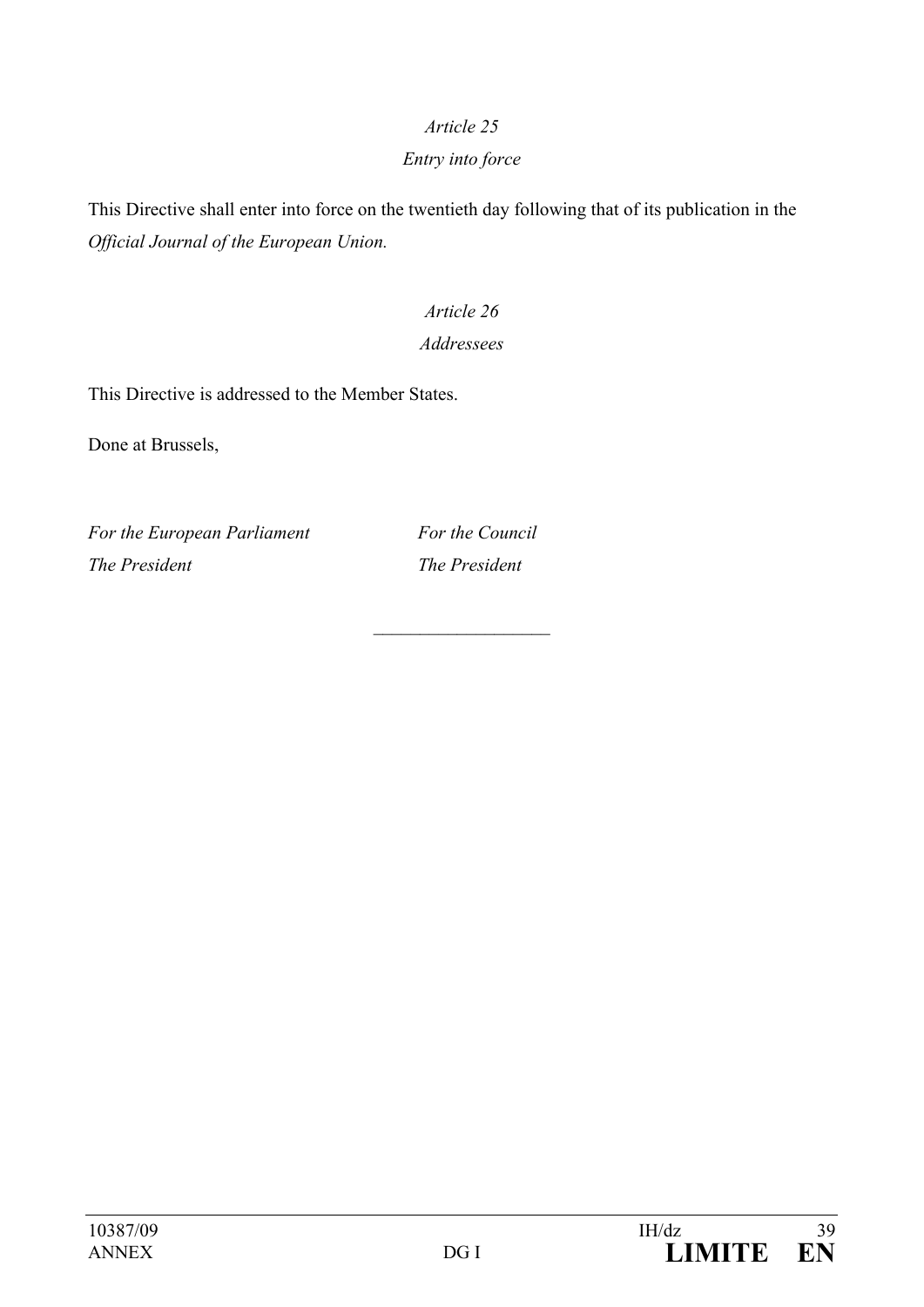*Article 25*

*Entry into force*

This Directive shall enter into force on the twentieth day following that of its publication in the *Official Journal of the European Union.*

*Article 26*

*Addressees*

This Directive is addressed to the Member States.

Done at Brussels,

*For the European Parliament* — *For the Council*

*The President* — *The President*

\_\_\_\_\_\_\_\_\_\_\_\_\_\_\_\_\_\_\_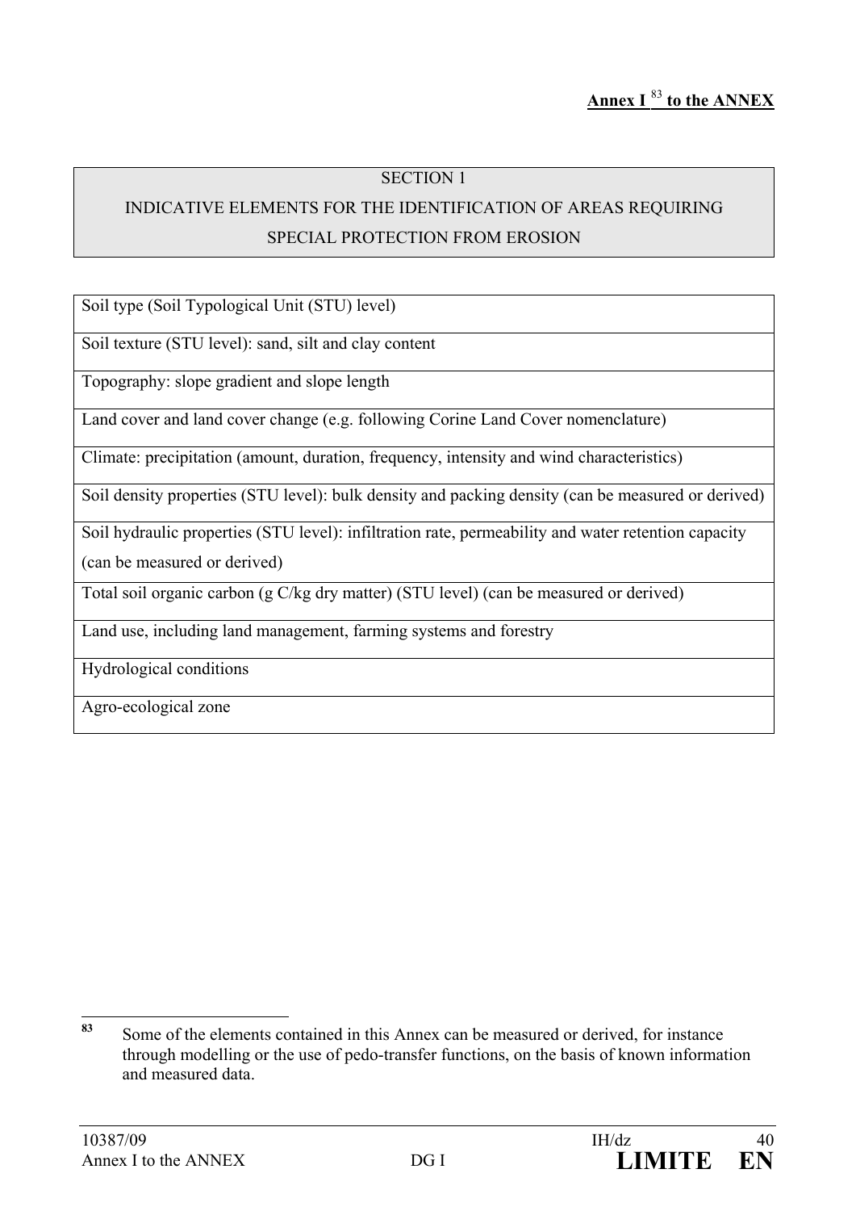**Annex I [83] to the ANNEX**

| SECTION 1<br>INDICATIVE ELEMENTS FOR THE IDENTIFICATION OF AREAS REQUIRING SPECIAL PROTECTION FROM EROSION |
|---|

| |
|---|
| Soil type (Soil Typological Unit (STU) level) |
| Soil texture (STU level): sand, silt and clay content |
| Topography: slope gradient and slope length |
| Land cover and land cover change (e.g. following Corine Land Cover nomenclature) |
| Climate: precipitation (amount, duration, frequency, intensity and wind characteristics) |
| Soil density properties (STU level): bulk density and packing density (can be measured or derived) |
| Soil hydraulic properties (STU level): infiltration rate, permeability and water retention capacity (can be measured or derived) |
| Total soil organic carbon (g C/kg dry matter) (STU level) (can be measured or derived) |
| Land use, including land management, farming systems and forestry |
| Hydrological conditions |
| Agro-ecological zone |

---

[83] Some of the elements contained in this Annex can be measured or derived, for instance through modelling or the use of pedo-transfer functions, on the basis of known information and measured data.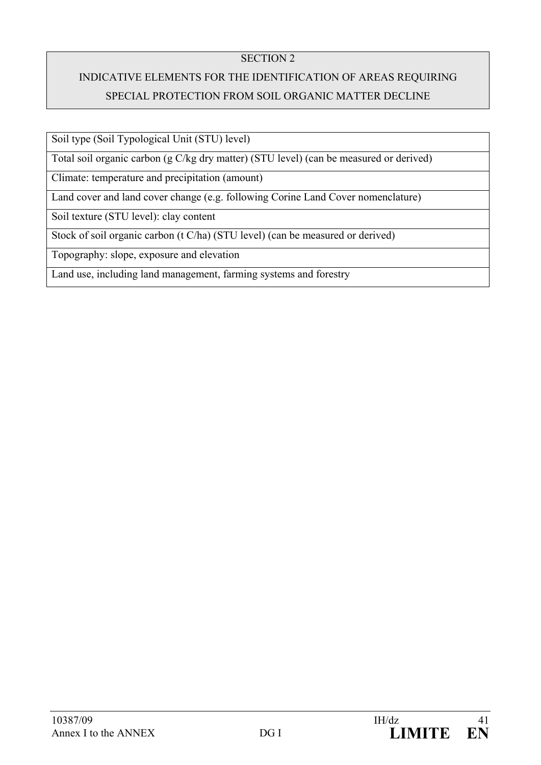## SECTION 2

## INDICATIVE ELEMENTS FOR THE IDENTIFICATION OF AREAS REQUIRING SPECIAL PROTECTION FROM SOIL ORGANIC MATTER DECLINE

| Soil type (Soil Typological Unit (STU) level) |
|---|
| Total soil organic carbon (g C/kg dry matter) (STU level) (can be measured or derived) |
| Climate: temperature and precipitation (amount) |
| Land cover and land cover change (e.g. following Corine Land Cover nomenclature) |
| Soil texture (STU level): clay content |
| Stock of soil organic carbon (t C/ha) (STU level) (can be measured or derived) |
| Topography: slope, exposure and elevation |
| Land use, including land management, farming systems and forestry |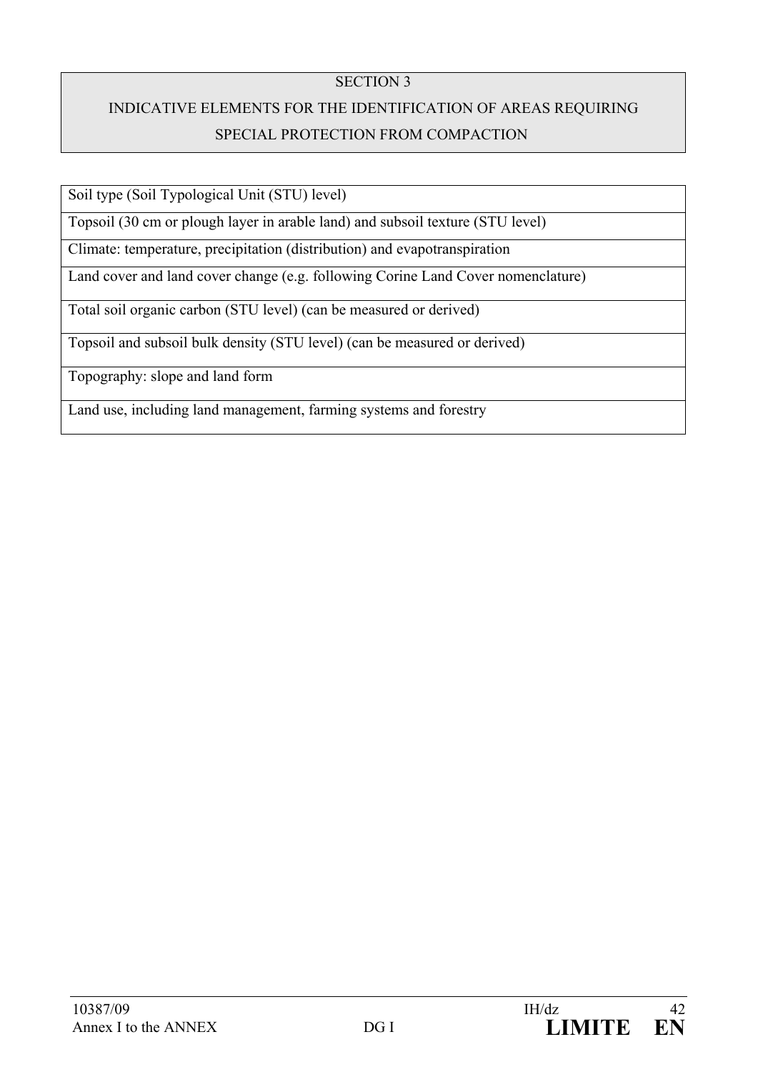## SECTION 3

## INDICATIVE ELEMENTS FOR THE IDENTIFICATION OF AREAS REQUIRING SPECIAL PROTECTION FROM COMPACTION

| Soil type (Soil Typological Unit (STU) level) |
|---|
| Topsoil (30 cm or plough layer in arable land) and subsoil texture (STU level) |
| Climate: temperature, precipitation (distribution) and evapotranspiration |
| Land cover and land cover change (e.g. following Corine Land Cover nomenclature) |
| Total soil organic carbon (STU level) (can be measured or derived) |
| Topsoil and subsoil bulk density (STU level) (can be measured or derived) |
| Topography: slope and land form |
| Land use, including land management, farming systems and forestry |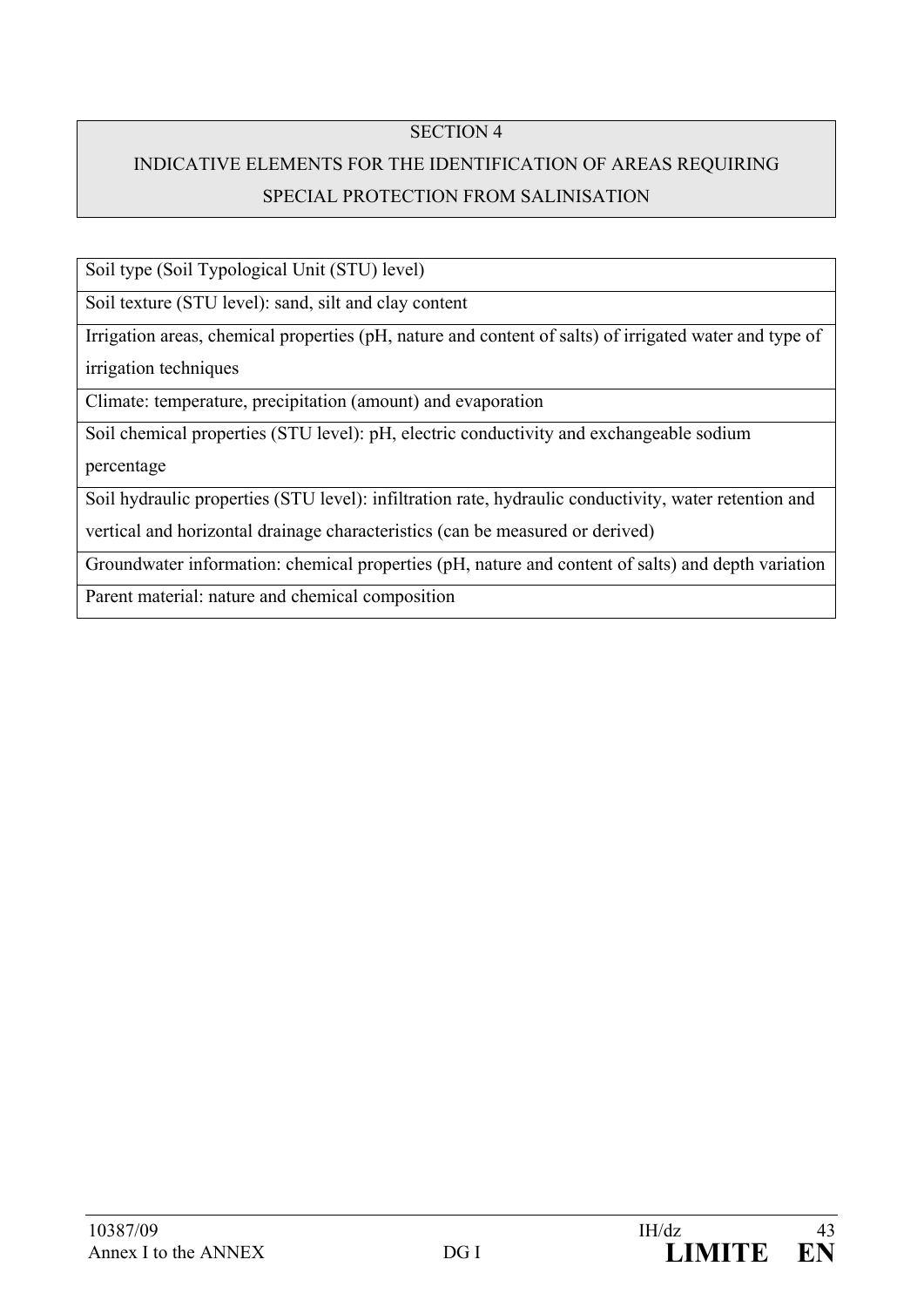## SECTION 4

## INDICATIVE ELEMENTS FOR THE IDENTIFICATION OF AREAS REQUIRING SPECIAL PROTECTION FROM SALINISATION

| Soil type (Soil Typological Unit (STU) level) |
|---|
| Soil texture (STU level): sand, silt and clay content |
| Irrigation areas, chemical properties (pH, nature and content of salts) of irrigated water and type of irrigation techniques |
| Climate: temperature, precipitation (amount) and evaporation |
| Soil chemical properties (STU level): pH, electric conductivity and exchangeable sodium percentage |
| Soil hydraulic properties (STU level): infiltration rate, hydraulic conductivity, water retention and vertical and horizontal drainage characteristics (can be measured or derived) |
| Groundwater information: chemical properties (pH, nature and content of salts) and depth variation |
| Parent material: nature and chemical composition |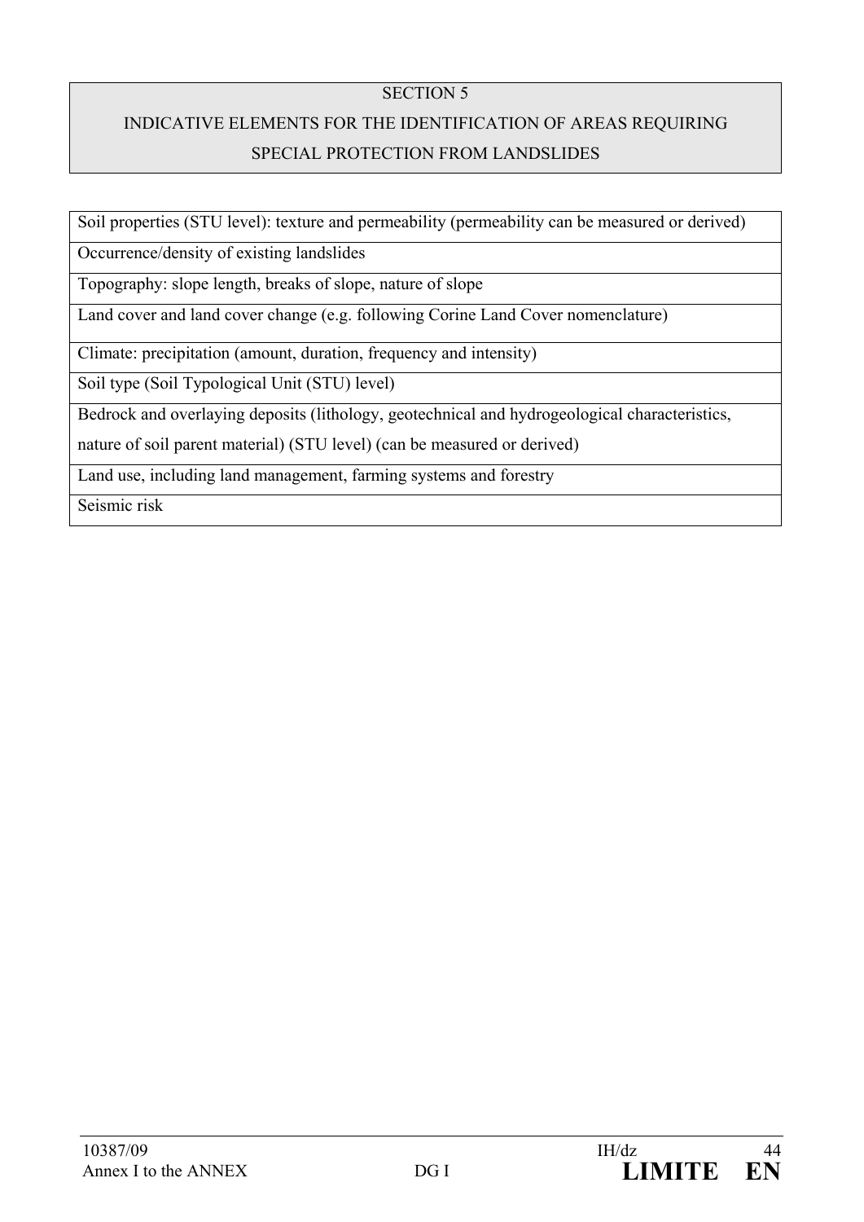## SECTION 5
## INDICATIVE ELEMENTS FOR THE IDENTIFICATION OF AREAS REQUIRING SPECIAL PROTECTION FROM LANDSLIDES

| |
|---|
| Soil properties (STU level): texture and permeability (permeability can be measured or derived) |
| Occurrence/density of existing landslides |
| Topography: slope length, breaks of slope, nature of slope |
| Land cover and land cover change (e.g. following Corine Land Cover nomenclature) |
| Climate: precipitation (amount, duration, frequency and intensity) |
| Soil type (Soil Typological Unit (STU) level) |
| Bedrock and overlaying deposits (lithology, geotechnical and hydrogeological characteristics, nature of soil parent material) (STU level) (can be measured or derived) |
| Land use, including land management, farming systems and forestry |
| Seismic risk |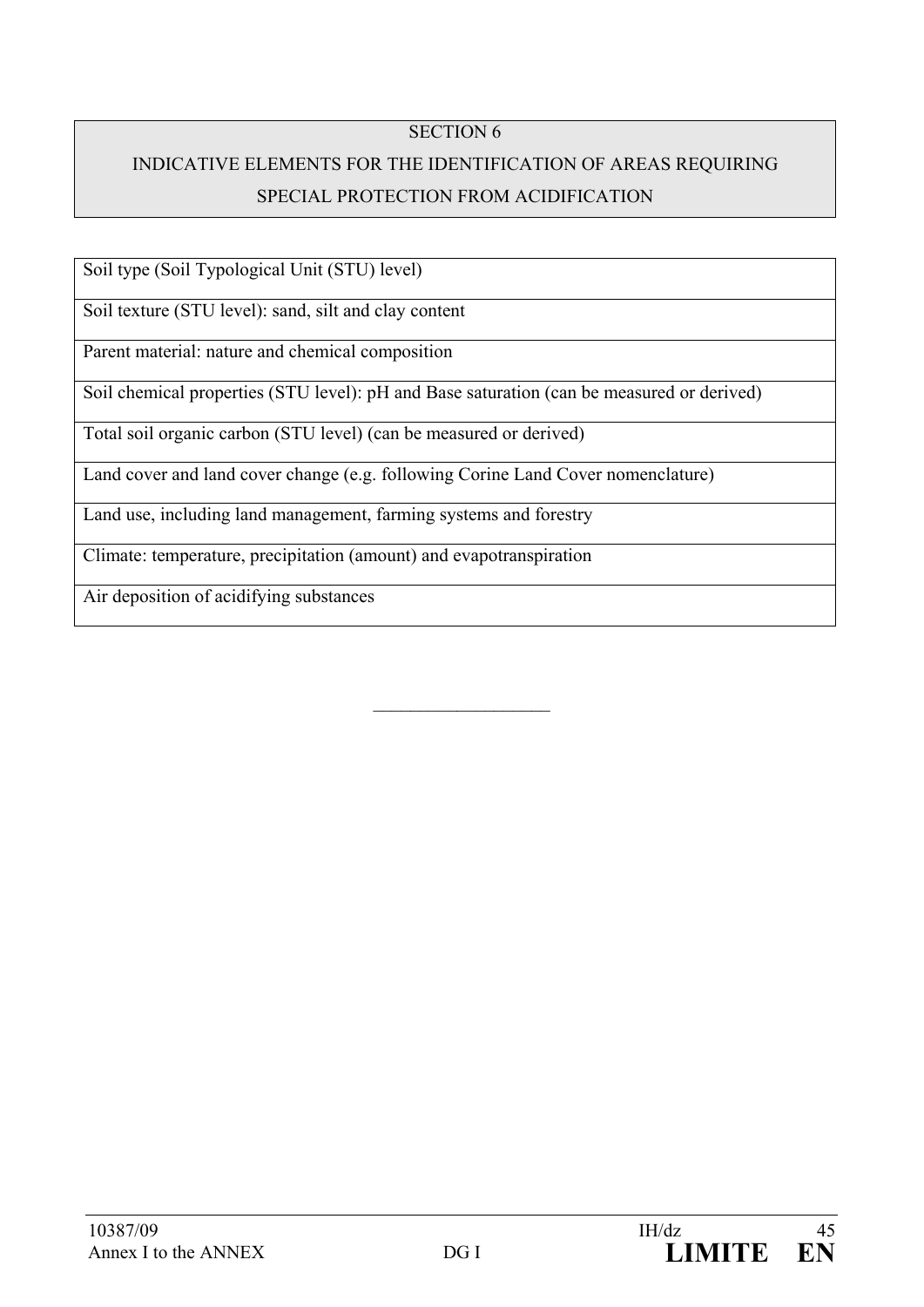## SECTION 6

## INDICATIVE ELEMENTS FOR THE IDENTIFICATION OF AREAS REQUIRING SPECIAL PROTECTION FROM ACIDIFICATION

| |
|---|
| Soil type (Soil Typological Unit (STU) level) |
| Soil texture (STU level): sand, silt and clay content |
| Parent material: nature and chemical composition |
| Soil chemical properties (STU level): pH and Base saturation (can be measured or derived) |
| Total soil organic carbon (STU level) (can be measured or derived) |
| Land cover and land cover change (e.g. following Corine Land Cover nomenclature) |
| Land use, including land management, farming systems and forestry |
| Climate: temperature, precipitation (amount) and evapotranspiration |
| Air deposition of acidifying substances |

---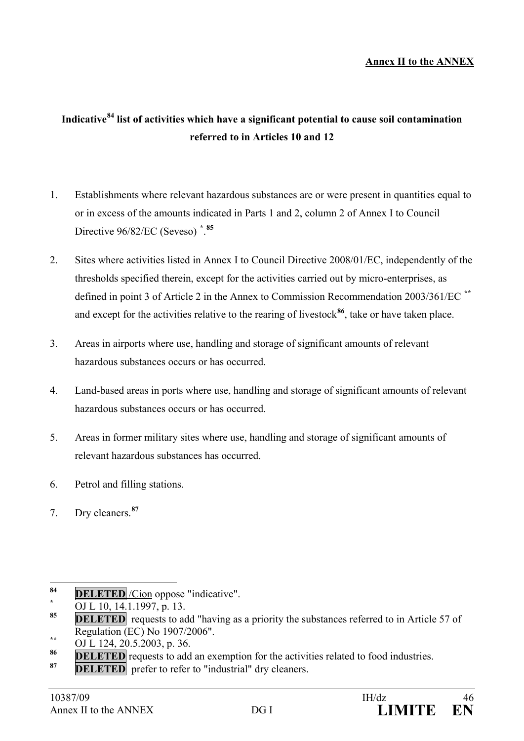**Annex II to the ANNEX**

**Indicative[84] list of activities which have a significant potential to cause soil contamination referred to in Articles 10 and 12**

1. Establishments where relevant hazardous substances are or were present in quantities equal to or in excess of the amounts indicated in Parts 1 and 2, column 2 of Annex I to Council Directive 96/82/EC (Seveso) [*].[85]

2. Sites where activities listed in Annex I to Council Directive 2008/01/EC, independently of the thresholds specified therein, except for the activities carried out by micro-enterprises, as defined in point 3 of Article 2 in the Annex to Commission Recommendation 2003/361/EC [**] and except for the activities relative to the rearing of livestock[86], take or have taken place.

3. Areas in airports where use, handling and storage of significant amounts of relevant hazardous substances occurs or has occurred.

4. Land-based areas in ports where use, handling and storage of significant amounts of relevant hazardous substances occurs or has occurred.

5. Areas in former military sites where use, handling and storage of significant amounts of relevant hazardous substances has occurred.

6. Petrol and filling stations.

7. Dry cleaners.[87]

---

[84] **DELETED** /Cion oppose "indicative".

[*] OJ L 10, 14.1.1997, p. 13.

[85] **DELETED** requests to add "having as a priority the substances referred to in Article 57 of Regulation (EC) No 1907/2006".

[**] OJ L 124, 20.5.2003, p. 36.

[86] **DELETED** requests to add an exemption for the activities related to food industries.

[87] **DELETED** prefer to refer to "industrial" dry cleaners.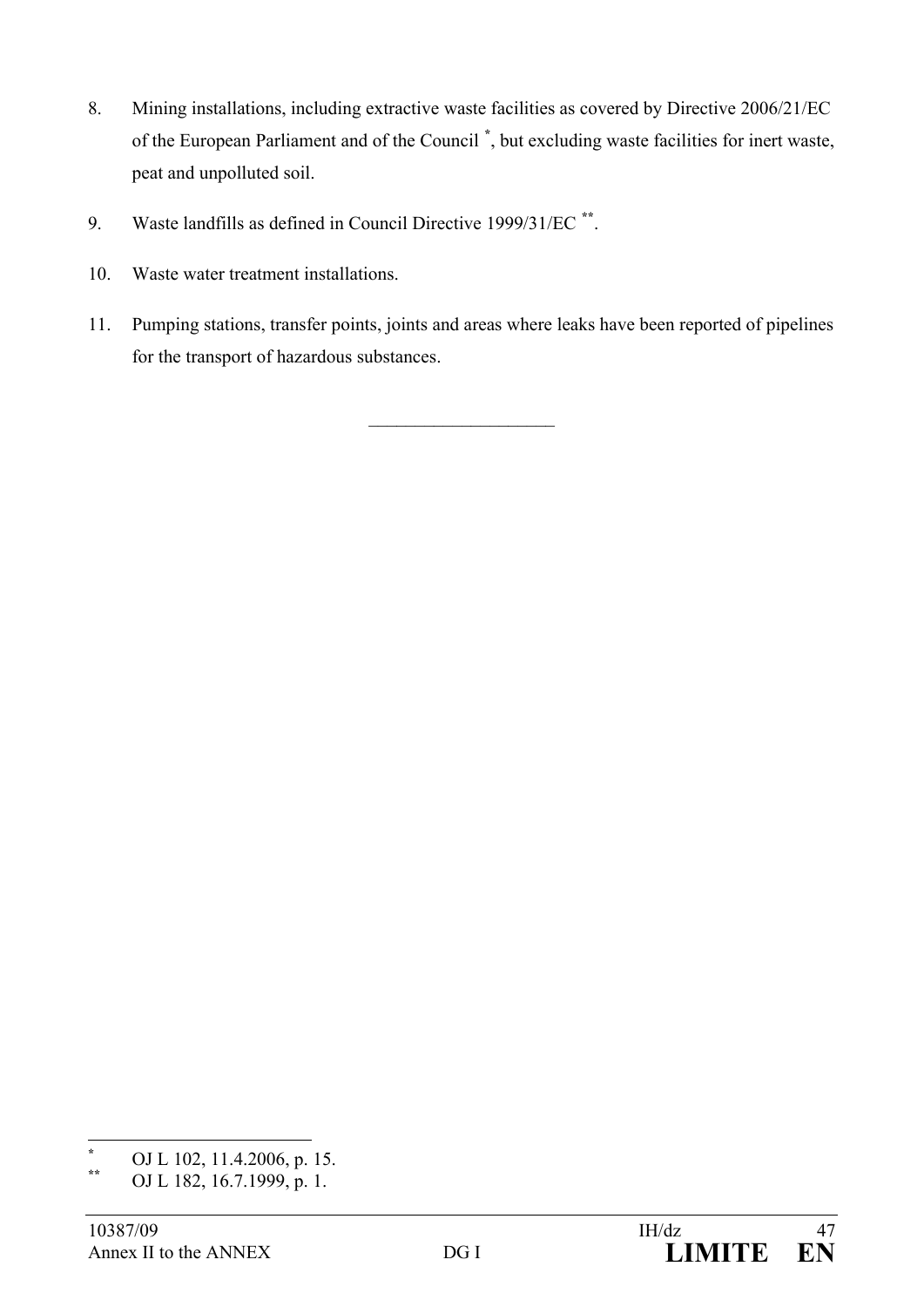8. Mining installations, including extractive waste facilities as covered by Directive 2006/21/EC of the European Parliament and of the Council [*], but excluding waste facilities for inert waste, peat and unpolluted soil.

9. Waste landfills as defined in Council Directive 1999/31/EC [**].

10. Waste water treatment installations.

11. Pumping stations, transfer points, joints and areas where leaks have been reported of pipelines for the transport of hazardous substances.

---

[*] OJ L 102, 11.4.2006, p. 15.

[**] OJ L 182, 16.7.1999, p. 1.